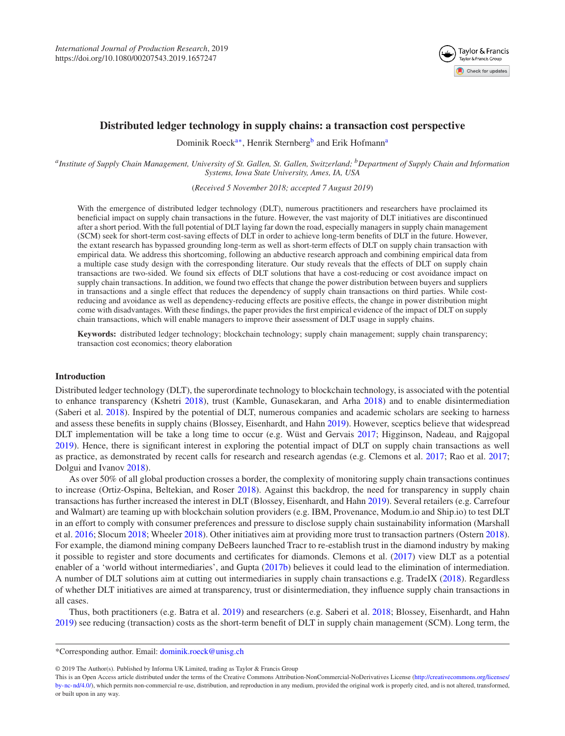# Distributed ledger technology in supply chains: a transaction cost perspective

Dominik Roeck[a*], Henrik Sternberg[b] and Erik Hofmann[a]

[a]*Institute of Supply Chain Management, University of St. Gallen, St. Gallen, Switzerland;* [b]*Department of Supply Chain and Information Systems, Iowa State University, Ames, IA, USA*

(*Received 5 November 2018; accepted 7 August 2019*)

With the emergence of distributed ledger technology (DLT), numerous practitioners and researchers have proclaimed its beneficial impact on supply chain transactions in the future. However, the vast majority of DLT initiatives are discontinued after a short period. With the full potential of DLT laying far down the road, especially managers in supply chain management (SCM) seek for short-term cost-saving effects of DLT in order to achieve long-term benefits of DLT in the future. However, the extant research has bypassed grounding long-term as well as short-term effects of DLT on supply chain transaction with empirical data. We address this shortcoming, following an abductive research approach and combining empirical data from a multiple case study design with the corresponding literature. Our study reveals that the effects of DLT on supply chain transactions are two-sided. We found six effects of DLT solutions that have a cost-reducing or cost avoidance impact on supply chain transactions. In addition, we found two effects that change the power distribution between buyers and suppliers in transactions and a single effect that reduces the dependency of supply chain transactions on third parties. While cost-reducing and avoidance as well as dependency-reducing effects are positive effects, the change in power distribution might come with disadvantages. With these findings, the paper provides the first empirical evidence of the impact of DLT on supply chain transactions, which will enable managers to improve their assessment of DLT usage in supply chains.

**Keywords:** distributed ledger technology; blockchain technology; supply chain management; supply chain transparency; transaction cost economics; theory elaboration

## Introduction

Distributed ledger technology (DLT), the superordinate technology to blockchain technology, is associated with the potential to enhance transparency (Kshetri 2018), trust (Kamble, Gunasekaran, and Arha 2018) and to enable disintermediation (Saberi et al. 2018). Inspired by the potential of DLT, numerous companies and academic scholars are seeking to harness and assess these benefits in supply chains (Blossey, Eisenhardt, and Hahn 2019). However, sceptics believe that widespread DLT implementation will be take a long time to occur (e.g. Wüst and Gervais 2017; Higginson, Nadeau, and Rajgopal 2019). Hence, there is significant interest in exploring the potential impact of DLT on supply chain transactions as well as practice, as demonstrated by recent calls for research and research agendas (e.g. Clemons et al. 2017; Rao et al. 2017; Dolgui and Ivanov 2018).

As over 50% of all global production crosses a border, the complexity of monitoring supply chain transactions continues to increase (Ortiz-Ospina, Beltekian, and Roser 2018). Against this backdrop, the need for transparency in supply chain transactions has further increased the interest in DLT (Blossey, Eisenhardt, and Hahn 2019). Several retailers (e.g. Carrefour and Walmart) are teaming up with blockchain solution providers (e.g. IBM, Provenance, Modum.io and Ship.io) to test DLT in an effort to comply with consumer preferences and pressure to disclose supply chain sustainability information (Marshall et al. 2016; Slocum 2018; Wheeler 2018). Other initiatives aim at providing more trust to transaction partners (Ostern 2018). For example, the diamond mining company DeBeers launched Tracr to re-establish trust in the diamond industry by making it possible to register and store documents and certificates for diamonds. Clemons et al. (2017) view DLT as a potential enabler of a 'world without intermediaries', and Gupta (2017b) believes it could lead to the elimination of intermediation. A number of DLT solutions aim at cutting out intermediaries in supply chain transactions e.g. TradeIX (2018). Regardless of whether DLT initiatives are aimed at transparency, trust or disintermediation, they influence supply chain transactions in all cases.

Thus, both practitioners (e.g. Batra et al. 2019) and researchers (e.g. Saberi et al. 2018; Blossey, Eisenhardt, and Hahn 2019) see reducing (transaction) costs as the short-term benefit of DLT in supply chain management (SCM). Long term, the

*Corresponding author. Email: dominik.roeck@unisg.ch

© 2019 The Author(s). Published by Informa UK Limited, trading as Taylor & Francis Group
This is an Open Access article distributed under the terms of the Creative Commons Attribution-NonCommercial-NoDerivatives License (http://creativecommons.org/licenses/by-nc-nd/4.0/), which permits non-commercial re-use, distribution, and reproduction in any medium, provided the original work is properly cited, and is not altered, transformed, or built upon in any way.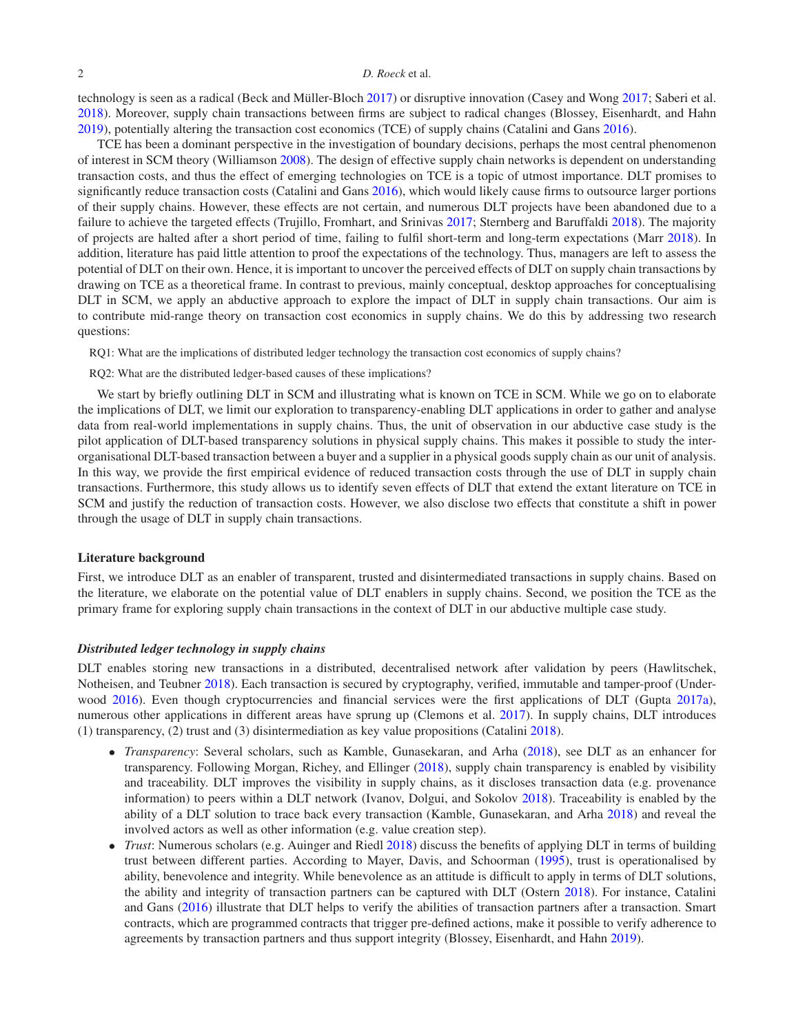technology is seen as a radical (Beck and Müller-Bloch 2017) or disruptive innovation (Casey and Wong 2017; Saberi et al. 2018). Moreover, supply chain transactions between firms are subject to radical changes (Blossey, Eisenhardt, and Hahn 2019), potentially altering the transaction cost economics (TCE) of supply chains (Catalini and Gans 2016).

TCE has been a dominant perspective in the investigation of boundary decisions, perhaps the most central phenomenon of interest in SCM theory (Williamson 2008). The design of effective supply chain networks is dependent on understanding transaction costs, and thus the effect of emerging technologies on TCE is a topic of utmost importance. DLT promises to significantly reduce transaction costs (Catalini and Gans 2016), which would likely cause firms to outsource larger portions of their supply chains. However, these effects are not certain, and numerous DLT projects have been abandoned due to a failure to achieve the targeted effects (Trujillo, Fromhart, and Srinivas 2017; Sternberg and Baruffaldi 2018). The majority of projects are halted after a short period of time, failing to fulfil short-term and long-term expectations (Marr 2018). In addition, literature has paid little attention to proof the expectations of the technology. Thus, managers are left to assess the potential of DLT on their own. Hence, it is important to uncover the perceived effects of DLT on supply chain transactions by drawing on TCE as a theoretical frame. In contrast to previous, mainly conceptual, desktop approaches for conceptualising DLT in SCM, we apply an abductive approach to explore the impact of DLT in supply chain transactions. Our aim is to contribute mid-range theory on transaction cost economics in supply chains. We do this by addressing two research questions:

RQ1: What are the implications of distributed ledger technology the transaction cost economics of supply chains?

RQ2: What are the distributed ledger-based causes of these implications?

We start by briefly outlining DLT in SCM and illustrating what is known on TCE in SCM. While we go on to elaborate the implications of DLT, we limit our exploration to transparency-enabling DLT applications in order to gather and analyse data from real-world implementations in supply chains. Thus, the unit of observation in our abductive case study is the pilot application of DLT-based transparency solutions in physical supply chains. This makes it possible to study the inter-organisational DLT-based transaction between a buyer and a supplier in a physical goods supply chain as our unit of analysis. In this way, we provide the first empirical evidence of reduced transaction costs through the use of DLT in supply chain transactions. Furthermore, this study allows us to identify seven effects of DLT that extend the extant literature on TCE in SCM and justify the reduction of transaction costs. However, we also disclose two effects that constitute a shift in power through the usage of DLT in supply chain transactions.

## Literature background

First, we introduce DLT as an enabler of transparent, trusted and disintermediated transactions in supply chains. Based on the literature, we elaborate on the potential value of DLT enablers in supply chains. Second, we position the TCE as the primary frame for exploring supply chain transactions in the context of DLT in our abductive multiple case study.

### *Distributed ledger technology in supply chains*

DLT enables storing new transactions in a distributed, decentralised network after validation by peers (Hawlitschek, Notheisen, and Teubner 2018). Each transaction is secured by cryptography, verified, immutable and tamper-proof (Underwood 2016). Even though cryptocurrencies and financial services were the first applications of DLT (Gupta 2017a), numerous other applications in different areas have sprung up (Clemons et al. 2017). In supply chains, DLT introduces (1) transparency, (2) trust and (3) disintermediation as key value propositions (Catalini 2018).

- *Transparency*: Several scholars, such as Kamble, Gunasekaran, and Arha (2018), see DLT as an enhancer for transparency. Following Morgan, Richey, and Ellinger (2018), supply chain transparency is enabled by visibility and traceability. DLT improves the visibility in supply chains, as it discloses transaction data (e.g. provenance information) to peers within a DLT network (Ivanov, Dolgui, and Sokolov 2018). Traceability is enabled by the ability of a DLT solution to trace back every transaction (Kamble, Gunasekaran, and Arha 2018) and reveal the involved actors as well as other information (e.g. value creation step).
- *Trust*: Numerous scholars (e.g. Auinger and Riedl 2018) discuss the benefits of applying DLT in terms of building trust between different parties. According to Mayer, Davis, and Schoorman (1995), trust is operationalised by ability, benevolence and integrity. While benevolence as an attitude is difficult to apply in terms of DLT solutions, the ability and integrity of transaction partners can be captured with DLT (Ostern 2018). For instance, Catalini and Gans (2016) illustrate that DLT helps to verify the abilities of transaction partners after a transaction. Smart contracts, which are programmed contracts that trigger pre-defined actions, make it possible to verify adherence to agreements by transaction partners and thus support integrity (Blossey, Eisenhardt, and Hahn 2019).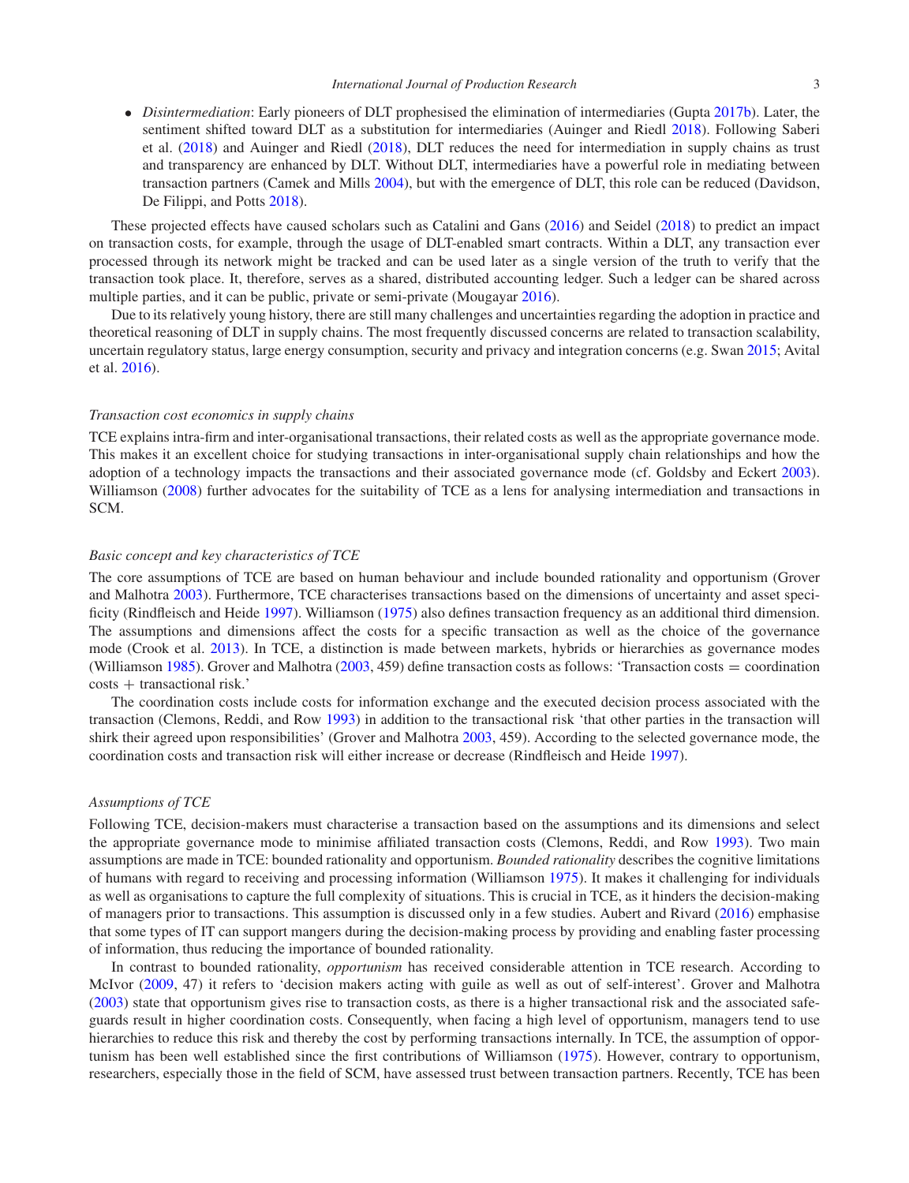- *Disintermediation*: Early pioneers of DLT prophesised the elimination of intermediaries (Gupta 2017b). Later, the sentiment shifted toward DLT as a substitution for intermediaries (Auinger and Riedl 2018). Following Saberi et al. (2018) and Auinger and Riedl (2018), DLT reduces the need for intermediation in supply chains as trust and transparency are enhanced by DLT. Without DLT, intermediaries have a powerful role in mediating between transaction partners (Camek and Mills 2004), but with the emergence of DLT, this role can be reduced (Davidson, De Filippi, and Potts 2018).

These projected effects have caused scholars such as Catalini and Gans (2016) and Seidel (2018) to predict an impact on transaction costs, for example, through the usage of DLT-enabled smart contracts. Within a DLT, any transaction ever processed through its network might be tracked and can be used later as a single version of the truth to verify that the transaction took place. It, therefore, serves as a shared, distributed accounting ledger. Such a ledger can be shared across multiple parties, and it can be public, private or semi-private (Mougayar 2016).

Due to its relatively young history, there are still many challenges and uncertainties regarding the adoption in practice and theoretical reasoning of DLT in supply chains. The most frequently discussed concerns are related to transaction scalability, uncertain regulatory status, large energy consumption, security and privacy and integration concerns (e.g. Swan 2015; Avital et al. 2016).

### *Transaction cost economics in supply chains*

TCE explains intra-firm and inter-organisational transactions, their related costs as well as the appropriate governance mode. This makes it an excellent choice for studying transactions in inter-organisational supply chain relationships and how the adoption of a technology impacts the transactions and their associated governance mode (cf. Goldsby and Eckert 2003). Williamson (2008) further advocates for the suitability of TCE as a lens for analysing intermediation and transactions in SCM.

### *Basic concept and key characteristics of TCE*

The core assumptions of TCE are based on human behaviour and include bounded rationality and opportunism (Grover and Malhotra 2003). Furthermore, TCE characterises transactions based on the dimensions of uncertainty and asset specificity (Rindfleisch and Heide 1997). Williamson (1975) also defines transaction frequency as an additional third dimension. The assumptions and dimensions affect the costs for a specific transaction as well as the choice of the governance mode (Crook et al. 2013). In TCE, a distinction is made between markets, hybrids or hierarchies as governance modes (Williamson 1985). Grover and Malhotra (2003, 459) define transaction costs as follows: 'Transaction costs = coordination costs + transactional risk.'

The coordination costs include costs for information exchange and the executed decision process associated with the transaction (Clemons, Reddi, and Row 1993) in addition to the transactional risk 'that other parties in the transaction will shirk their agreed upon responsibilities' (Grover and Malhotra 2003, 459). According to the selected governance mode, the coordination costs and transaction risk will either increase or decrease (Rindfleisch and Heide 1997).

### *Assumptions of TCE*

Following TCE, decision-makers must characterise a transaction based on the assumptions and its dimensions and select the appropriate governance mode to minimise affiliated transaction costs (Clemons, Reddi, and Row 1993). Two main assumptions are made in TCE: bounded rationality and opportunism. *Bounded rationality* describes the cognitive limitations of humans with regard to receiving and processing information (Williamson 1975). It makes it challenging for individuals as well as organisations to capture the full complexity of situations. This is crucial in TCE, as it hinders the decision-making of managers prior to transactions. This assumption is discussed only in a few studies. Aubert and Rivard (2016) emphasise that some types of IT can support mangers during the decision-making process by providing and enabling faster processing of information, thus reducing the importance of bounded rationality.

In contrast to bounded rationality, *opportunism* has received considerable attention in TCE research. According to McIvor (2009, 47) it refers to 'decision makers acting with guile as well as out of self-interest'. Grover and Malhotra (2003) state that opportunism gives rise to transaction costs, as there is a higher transactional risk and the associated safeguards result in higher coordination costs. Consequently, when facing a high level of opportunism, managers tend to use hierarchies to reduce this risk and thereby the cost by performing transactions internally. In TCE, the assumption of opportunism has been well established since the first contributions of Williamson (1975). However, contrary to opportunism, researchers, especially those in the field of SCM, have assessed trust between transaction partners. Recently, TCE has been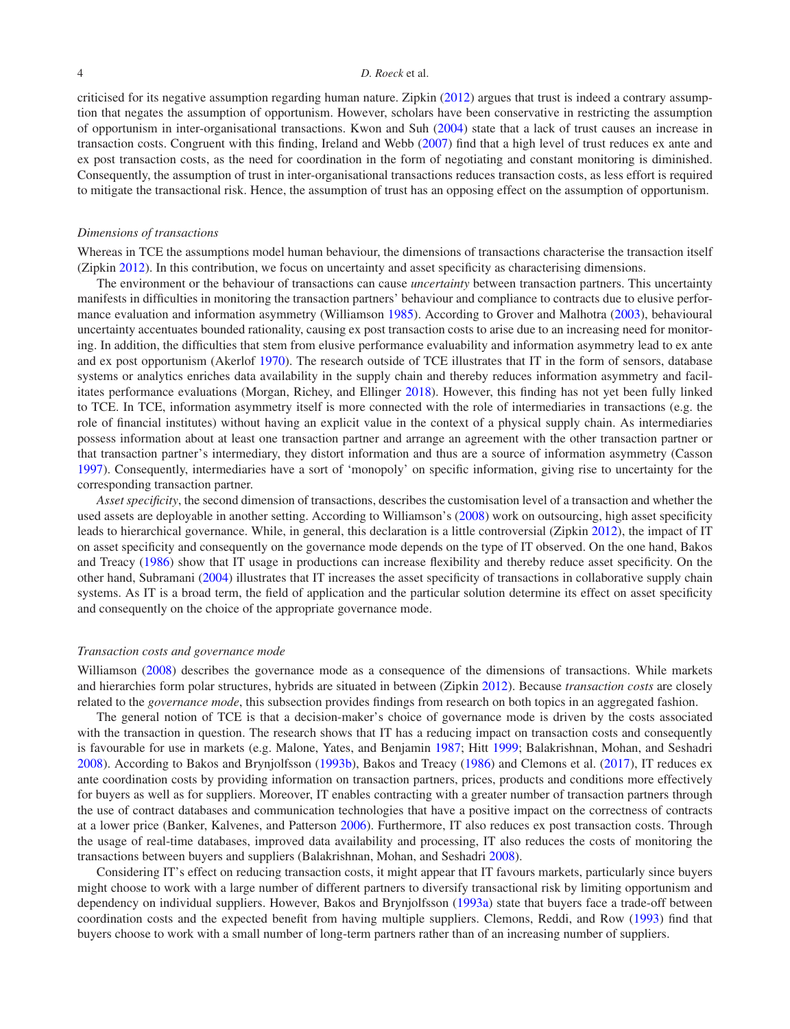criticised for its negative assumption regarding human nature. Zipkin (2012) argues that trust is indeed a contrary assumption that negates the assumption of opportunism. However, scholars have been conservative in restricting the assumption of opportunism in inter-organisational transactions. Kwon and Suh (2004) state that a lack of trust causes an increase in transaction costs. Congruent with this finding, Ireland and Webb (2007) find that a high level of trust reduces ex ante and ex post transaction costs, as the need for coordination in the form of negotiating and constant monitoring is diminished. Consequently, the assumption of trust in inter-organisational transactions reduces transaction costs, as less effort is required to mitigate the transactional risk. Hence, the assumption of trust has an opposing effect on the assumption of opportunism.

### *Dimensions of transactions*

Whereas in TCE the assumptions model human behaviour, the dimensions of transactions characterise the transaction itself (Zipkin 2012). In this contribution, we focus on uncertainty and asset specificity as characterising dimensions.

The environment or the behaviour of transactions can cause *uncertainty* between transaction partners. This uncertainty manifests in difficulties in monitoring the transaction partners' behaviour and compliance to contracts due to elusive performance evaluation and information asymmetry (Williamson 1985). According to Grover and Malhotra (2003), behavioural uncertainty accentuates bounded rationality, causing ex post transaction costs to arise due to an increasing need for monitoring. In addition, the difficulties that stem from elusive performance evaluability and information asymmetry lead to ex ante and ex post opportunism (Akerlof 1970). The research outside of TCE illustrates that IT in the form of sensors, database systems or analytics enriches data availability in the supply chain and thereby reduces information asymmetry and facilitates performance evaluations (Morgan, Richey, and Ellinger 2018). However, this finding has not yet been fully linked to TCE. In TCE, information asymmetry itself is more connected with the role of intermediaries in transactions (e.g. the role of financial institutes) without having an explicit value in the context of a physical supply chain. As intermediaries possess information about at least one transaction partner and arrange an agreement with the other transaction partner or that transaction partner's intermediary, they distort information and thus are a source of information asymmetry (Casson 1997). Consequently, intermediaries have a sort of 'monopoly' on specific information, giving rise to uncertainty for the corresponding transaction partner.

*Asset specificity*, the second dimension of transactions, describes the customisation level of a transaction and whether the used assets are deployable in another setting. According to Williamson's (2008) work on outsourcing, high asset specificity leads to hierarchical governance. While, in general, this declaration is a little controversial (Zipkin 2012), the impact of IT on asset specificity and consequently on the governance mode depends on the type of IT observed. On the one hand, Bakos and Treacy (1986) show that IT usage in productions can increase flexibility and thereby reduce asset specificity. On the other hand, Subramani (2004) illustrates that IT increases the asset specificity of transactions in collaborative supply chain systems. As IT is a broad term, the field of application and the particular solution determine its effect on asset specificity and consequently on the choice of the appropriate governance mode.

### *Transaction costs and governance mode*

Williamson (2008) describes the governance mode as a consequence of the dimensions of transactions. While markets and hierarchies form polar structures, hybrids are situated in between (Zipkin 2012). Because *transaction costs* are closely related to the *governance mode*, this subsection provides findings from research on both topics in an aggregated fashion.

The general notion of TCE is that a decision-maker's choice of governance mode is driven by the costs associated with the transaction in question. The research shows that IT has a reducing impact on transaction costs and consequently is favourable for use in markets (e.g. Malone, Yates, and Benjamin 1987; Hitt 1999; Balakrishnan, Mohan, and Seshadri 2008). According to Bakos and Brynjolfsson (1993b), Bakos and Treacy (1986) and Clemons et al. (2017), IT reduces ex ante coordination costs by providing information on transaction partners, prices, products and conditions more effectively for buyers as well as for suppliers. Moreover, IT enables contracting with a greater number of transaction partners through the use of contract databases and communication technologies that have a positive impact on the correctness of contracts at a lower price (Banker, Kalvenes, and Patterson 2006). Furthermore, IT also reduces ex post transaction costs. Through the usage of real-time databases, improved data availability and processing, IT also reduces the costs of monitoring the transactions between buyers and suppliers (Balakrishnan, Mohan, and Seshadri 2008).

Considering IT's effect on reducing transaction costs, it might appear that IT favours markets, particularly since buyers might choose to work with a large number of different partners to diversify transactional risk by limiting opportunism and dependency on individual suppliers. However, Bakos and Brynjolfsson (1993a) state that buyers face a trade-off between coordination costs and the expected benefit from having multiple suppliers. Clemons, Reddi, and Row (1993) find that buyers choose to work with a small number of long-term partners rather than of an increasing number of suppliers.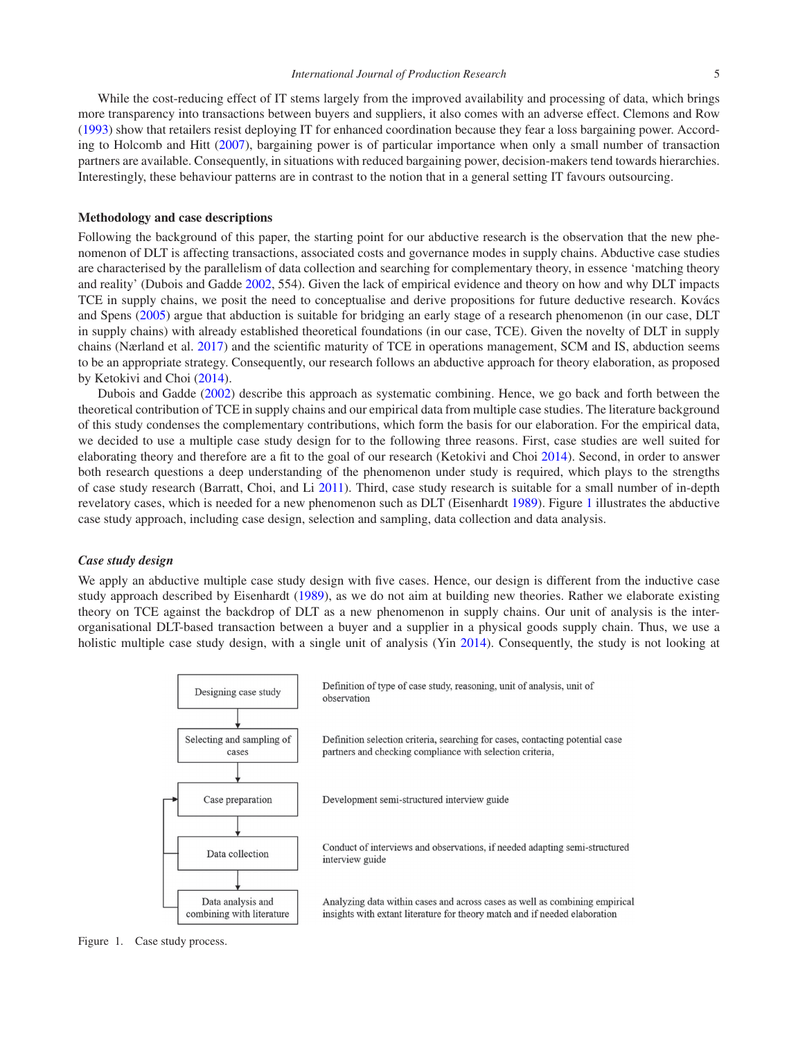While the cost-reducing effect of IT stems largely from the improved availability and processing of data, which brings more transparency into transactions between buyers and suppliers, it also comes with an adverse effect. Clemons and Row (1993) show that retailers resist deploying IT for enhanced coordination because they fear a loss bargaining power. According to Holcomb and Hitt (2007), bargaining power is of particular importance when only a small number of transaction partners are available. Consequently, in situations with reduced bargaining power, decision-makers tend towards hierarchies. Interestingly, these behaviour patterns are in contrast to the notion that in a general setting IT favours outsourcing.

## Methodology and case descriptions

Following the background of this paper, the starting point for our abductive research is the observation that the new phenomenon of DLT is affecting transactions, associated costs and governance modes in supply chains. Abductive case studies are characterised by the parallelism of data collection and searching for complementary theory, in essence 'matching theory and reality' (Dubois and Gadde 2002, 554). Given the lack of empirical evidence and theory on how and why DLT impacts TCE in supply chains, we posit the need to conceptualise and derive propositions for future deductive research. Kovács and Spens (2005) argue that abduction is suitable for bridging an early stage of a research phenomenon (in our case, DLT in supply chains) with already established theoretical foundations (in our case, TCE). Given the novelty of DLT in supply chains (Nærland et al. 2017) and the scientific maturity of TCE in operations management, SCM and IS, abduction seems to be an appropriate strategy. Consequently, our research follows an abductive approach for theory elaboration, as proposed by Ketokivi and Choi (2014).

Dubois and Gadde (2002) describe this approach as systematic combining. Hence, we go back and forth between the theoretical contribution of TCE in supply chains and our empirical data from multiple case studies. The literature background of this study condenses the complementary contributions, which form the basis for our elaboration. For the empirical data, we decided to use a multiple case study design for to the following three reasons. First, case studies are well suited for elaborating theory and therefore are a fit to the goal of our research (Ketokivi and Choi 2014). Second, in order to answer both research questions a deep understanding of the phenomenon under study is required, which plays to the strengths of case study research (Barratt, Choi, and Li 2011). Third, case study research is suitable for a small number of in-depth revelatory cases, which is needed for a new phenomenon such as DLT (Eisenhardt 1989). Figure 1 illustrates the abductive case study approach, including case design, selection and sampling, data collection and data analysis.

### *Case study design*

We apply an abductive multiple case study design with five cases. Hence, our design is different from the inductive case study approach described by Eisenhardt (1989), as we do not aim at building new theories. Rather we elaborate existing theory on TCE against the backdrop of DLT as a new phenomenon in supply chains. Our unit of analysis is the inter-organisational DLT-based transaction between a buyer and a supplier in a physical goods supply chain. Thus, we use a holistic multiple case study design, with a single unit of analysis (Yin 2014). Consequently, the study is not looking at

| Step | Description |
| --- | --- |
| Designing case study | Definition of type of case study, reasoning, unit of analysis, unit of observation |
| Selecting and sampling of cases | Definition selection criteria, searching for cases, contacting potential case partners and checking compliance with selection criteria, |
| Case preparation | Development semi-structured interview guide |
| Data collection | Conduct of interviews and observations, if needed adapting semi-structured interview guide |
| Data analysis and combining with literature | Analyzing data within cases and across cases as well as combining empirical insights with extant literature for theory match and if needed elaboration |

Figure 1. Case study process.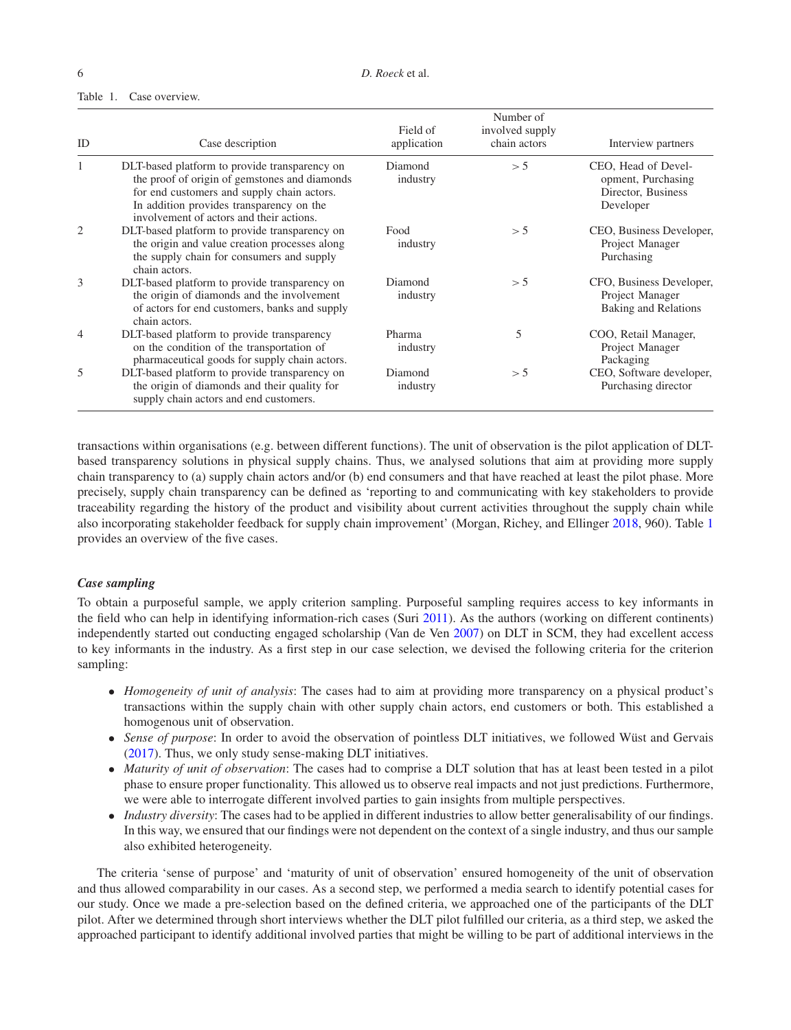Table 1. Case overview.

| ID | Case description | Field of application | Number of involved supply chain actors | Interview partners |
|---|---|---|---|---|
| 1 | DLT-based platform to provide transparency on the proof of origin of gemstones and diamonds for end customers and supply chain actors. In addition provides transparency on the involvement of actors and their actions. | Diamond industry | > 5 | CEO, Head of Development, Purchasing Director, Business Developer |
| 2 | DLT-based platform to provide transparency on the origin and value creation processes along the supply chain for consumers and supply chain actors. | Food industry | > 5 | CEO, Business Developer, Project Manager Purchasing |
| 3 | DLT-based platform to provide transparency on the origin of diamonds and the involvement of actors for end customers, banks and supply chain actors. | Diamond industry | > 5 | CFO, Business Developer, Project Manager Baking and Relations |
| 4 | DLT-based platform to provide transparency on the condition of the transportation of pharmaceutical goods for supply chain actors. | Pharma industry | 5 | COO, Retail Manager, Project Manager Packaging |
| 5 | DLT-based platform to provide transparency on the origin of diamonds and their quality for supply chain actors and end customers. | Diamond industry | > 5 | CEO, Software developer, Purchasing director |

transactions within organisations (e.g. between different functions). The unit of observation is the pilot application of DLT-based transparency solutions in physical supply chains. Thus, we analysed solutions that aim at providing more supply chain transparency to (a) supply chain actors and/or (b) end consumers and that have reached at least the pilot phase. More precisely, supply chain transparency can be defined as 'reporting to and communicating with key stakeholders to provide traceability regarding the history of the product and visibility about current activities throughout the supply chain while also incorporating stakeholder feedback for supply chain improvement' (Morgan, Richey, and Ellinger 2018, 960). Table 1 provides an overview of the five cases.

### *Case sampling*

To obtain a purposeful sample, we apply criterion sampling. Purposeful sampling requires access to key informants in the field who can help in identifying information-rich cases (Suri 2011). As the authors (working on different continents) independently started out conducting engaged scholarship (Van de Ven 2007) on DLT in SCM, they had excellent access to key informants in the industry. As a first step in our case selection, we devised the following criteria for the criterion sampling:

- *Homogeneity of unit of analysis*: The cases had to aim at providing more transparency on a physical product's transactions within the supply chain with other supply chain actors, end customers or both. This established a homogenous unit of observation.
- *Sense of purpose*: In order to avoid the observation of pointless DLT initiatives, we followed Wüst and Gervais (2017). Thus, we only study sense-making DLT initiatives.
- *Maturity of unit of observation*: The cases had to comprise a DLT solution that has at least been tested in a pilot phase to ensure proper functionality. This allowed us to observe real impacts and not just predictions. Furthermore, we were able to interrogate different involved parties to gain insights from multiple perspectives.
- *Industry diversity*: The cases had to be applied in different industries to allow better generalisability of our findings. In this way, we ensured that our findings were not dependent on the context of a single industry, and thus our sample also exhibited heterogeneity.

The criteria 'sense of purpose' and 'maturity of unit of observation' ensured homogeneity of the unit of observation and thus allowed comparability in our cases. As a second step, we performed a media search to identify potential cases for our study. Once we made a pre-selection based on the defined criteria, we approached one of the participants of the DLT pilot. After we determined through short interviews whether the DLT pilot fulfilled our criteria, as a third step, we asked the approached participant to identify additional involved parties that might be willing to be part of additional interviews in the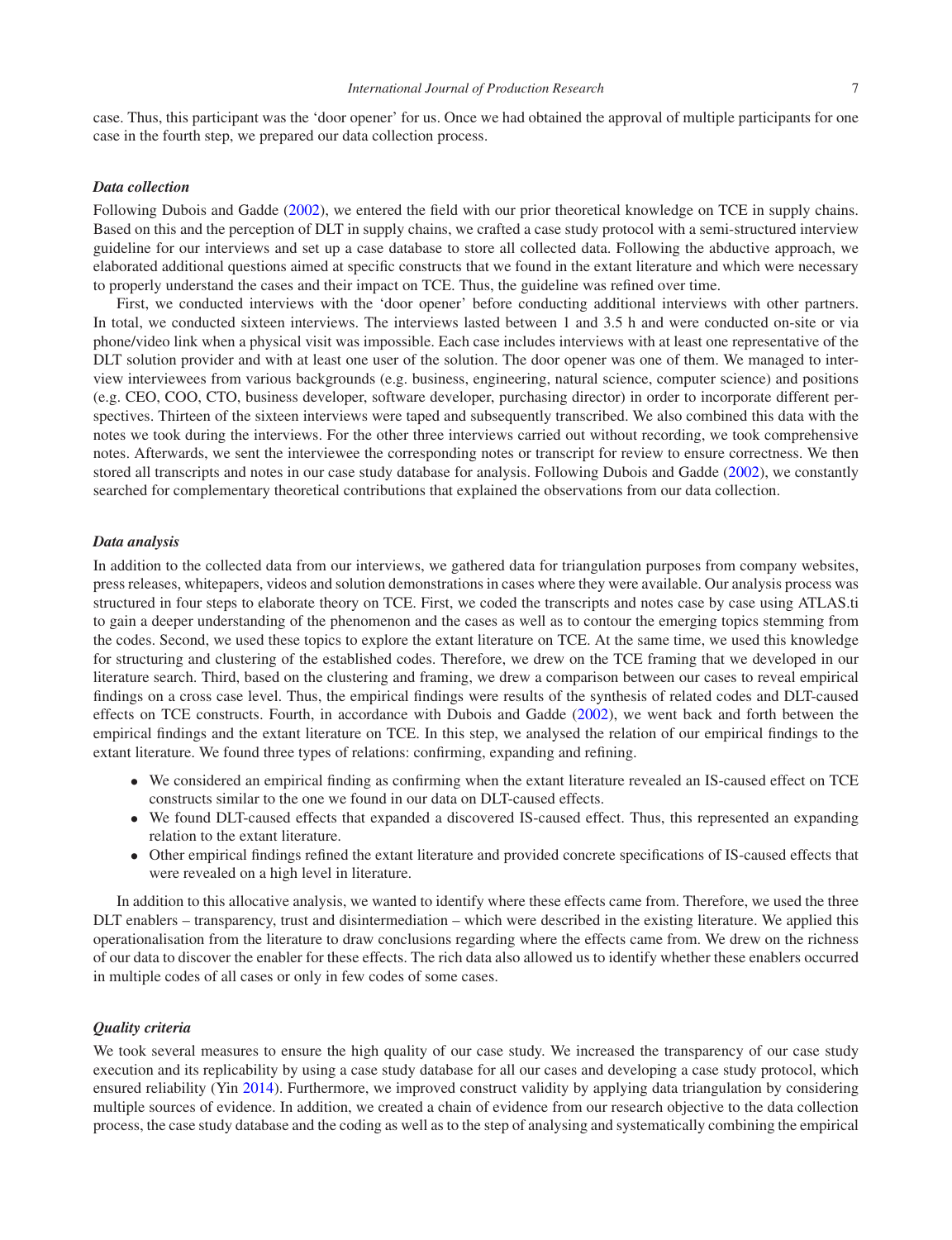case. Thus, this participant was the 'door opener' for us. Once we had obtained the approval of multiple participants for one case in the fourth step, we prepared our data collection process.

### *Data collection*

Following Dubois and Gadde (2002), we entered the field with our prior theoretical knowledge on TCE in supply chains. Based on this and the perception of DLT in supply chains, we crafted a case study protocol with a semi-structured interview guideline for our interviews and set up a case database to store all collected data. Following the abductive approach, we elaborated additional questions aimed at specific constructs that we found in the extant literature and which were necessary to properly understand the cases and their impact on TCE. Thus, the guideline was refined over time.

First, we conducted interviews with the 'door opener' before conducting additional interviews with other partners. In total, we conducted sixteen interviews. The interviews lasted between 1 and 3.5 h and were conducted on-site or via phone/video link when a physical visit was impossible. Each case includes interviews with at least one representative of the DLT solution provider and with at least one user of the solution. The door opener was one of them. We managed to interview interviewees from various backgrounds (e.g. business, engineering, natural science, computer science) and positions (e.g. CEO, COO, CTO, business developer, software developer, purchasing director) in order to incorporate different perspectives. Thirteen of the sixteen interviews were taped and subsequently transcribed. We also combined this data with the notes we took during the interviews. For the other three interviews carried out without recording, we took comprehensive notes. Afterwards, we sent the interviewee the corresponding notes or transcript for review to ensure correctness. We then stored all transcripts and notes in our case study database for analysis. Following Dubois and Gadde (2002), we constantly searched for complementary theoretical contributions that explained the observations from our data collection.

### *Data analysis*

In addition to the collected data from our interviews, we gathered data for triangulation purposes from company websites, press releases, whitepapers, videos and solution demonstrations in cases where they were available. Our analysis process was structured in four steps to elaborate theory on TCE. First, we coded the transcripts and notes case by case using ATLAS.ti to gain a deeper understanding of the phenomenon and the cases as well as to contour the emerging topics stemming from the codes. Second, we used these topics to explore the extant literature on TCE. At the same time, we used this knowledge for structuring and clustering of the established codes. Therefore, we drew on the TCE framing that we developed in our literature search. Third, based on the clustering and framing, we drew a comparison between our cases to reveal empirical findings on a cross case level. Thus, the empirical findings were results of the synthesis of related codes and DLT-caused effects on TCE constructs. Fourth, in accordance with Dubois and Gadde (2002), we went back and forth between the empirical findings and the extant literature on TCE. In this step, we analysed the relation of our empirical findings to the extant literature. We found three types of relations: confirming, expanding and refining.

- We considered an empirical finding as confirming when the extant literature revealed an IS-caused effect on TCE constructs similar to the one we found in our data on DLT-caused effects.
- We found DLT-caused effects that expanded a discovered IS-caused effect. Thus, this represented an expanding relation to the extant literature.
- Other empirical findings refined the extant literature and provided concrete specifications of IS-caused effects that were revealed on a high level in literature.

In addition to this allocative analysis, we wanted to identify where these effects came from. Therefore, we used the three DLT enablers – transparency, trust and disintermediation – which were described in the existing literature. We applied this operationalisation from the literature to draw conclusions regarding where the effects came from. We drew on the richness of our data to discover the enabler for these effects. The rich data also allowed us to identify whether these enablers occurred in multiple codes of all cases or only in few codes of some cases.

### *Quality criteria*

We took several measures to ensure the high quality of our case study. We increased the transparency of our case study execution and its replicability by using a case study database for all our cases and developing a case study protocol, which ensured reliability (Yin 2014). Furthermore, we improved construct validity by applying data triangulation by considering multiple sources of evidence. In addition, we created a chain of evidence from our research objective to the data collection process, the case study database and the coding as well as to the step of analysing and systematically combining the empirical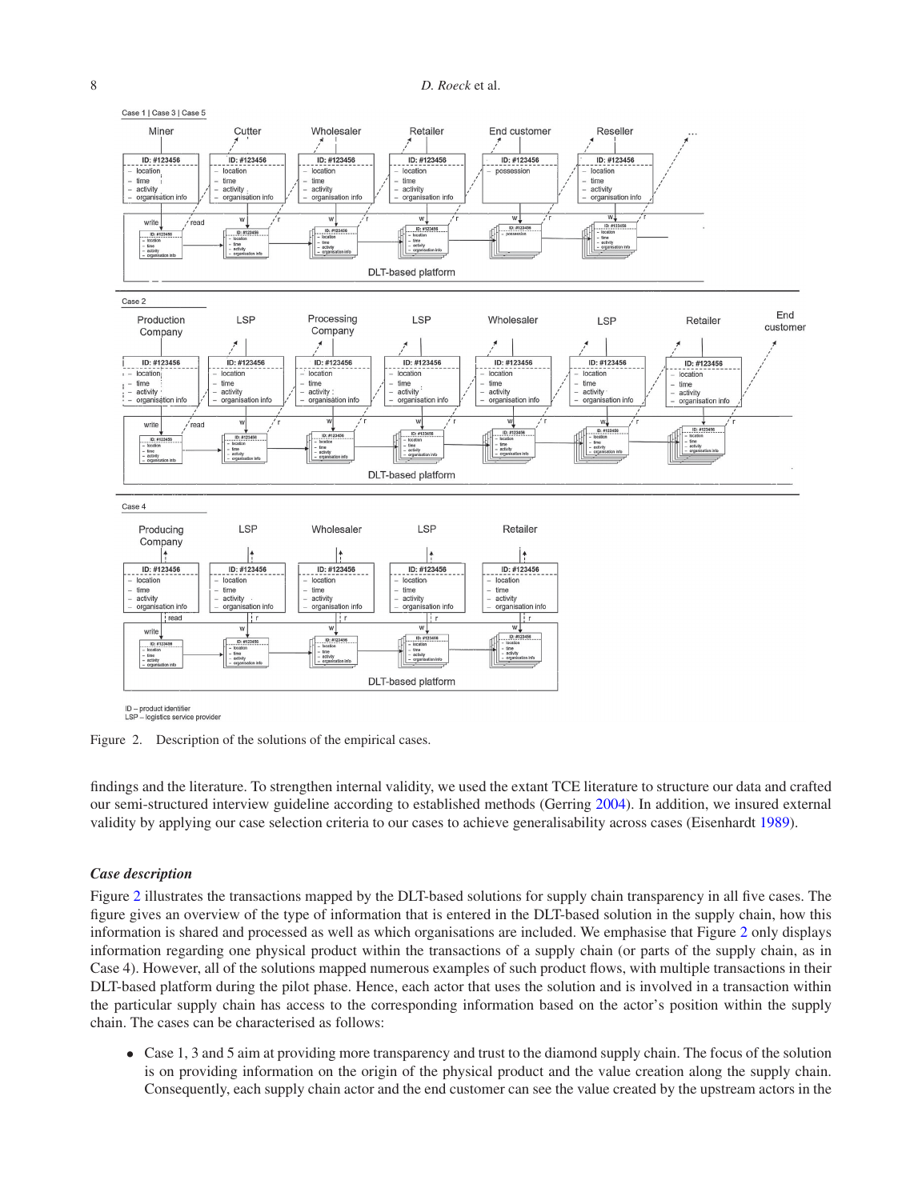Figure 2. Description of the solutions of the empirical cases.

findings and the literature. To strengthen internal validity, we used the extant TCE literature to structure our data and crafted our semi-structured interview guideline according to established methods (Gerring 2004). In addition, we insured external validity by applying our case selection criteria to our cases to achieve generalisability across cases (Eisenhardt 1989).

### *Case description*

Figure 2 illustrates the transactions mapped by the DLT-based solutions for supply chain transparency in all five cases. The figure gives an overview of the type of information that is entered in the DLT-based solution in the supply chain, how this information is shared and processed as well as which organisations are included. We emphasise that Figure 2 only displays information regarding one physical product within the transactions of a supply chain (or parts of the supply chain, as in Case 4). However, all of the solutions mapped numerous examples of such product flows, with multiple transactions in their DLT-based platform during the pilot phase. Hence, each actor that uses the solution and is involved in a transaction within the particular supply chain has access to the corresponding information based on the actor's position within the supply chain. The cases can be characterised as follows:

- Case 1, 3 and 5 aim at providing more transparency and trust to the diamond supply chain. The focus of the solution is on providing information on the origin of the physical product and the value creation along the supply chain. Consequently, each supply chain actor and the end customer can see the value created by the upstream actors in the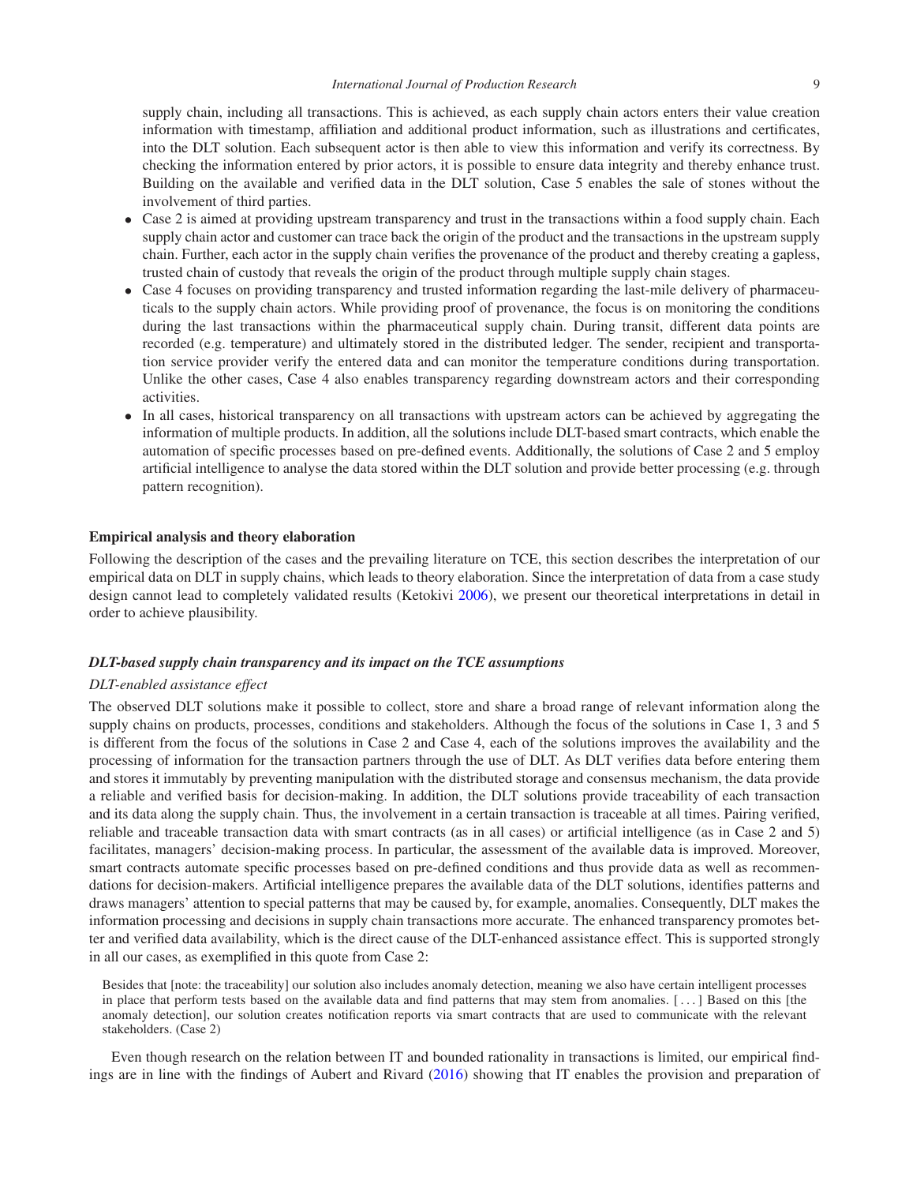supply chain, including all transactions. This is achieved, as each supply chain actors enters their value creation information with timestamp, affiliation and additional product information, such as illustrations and certificates, into the DLT solution. Each subsequent actor is then able to view this information and verify its correctness. By checking the information entered by prior actors, it is possible to ensure data integrity and thereby enhance trust. Building on the available and verified data in the DLT solution, Case 5 enables the sale of stones without the involvement of third parties.

- Case 2 is aimed at providing upstream transparency and trust in the transactions within a food supply chain. Each supply chain actor and customer can trace back the origin of the product and the transactions in the upstream supply chain. Further, each actor in the supply chain verifies the provenance of the product and thereby creating a gapless, trusted chain of custody that reveals the origin of the product through multiple supply chain stages.
- Case 4 focuses on providing transparency and trusted information regarding the last-mile delivery of pharmaceuticals to the supply chain actors. While providing proof of provenance, the focus is on monitoring the conditions during the last transactions within the pharmaceutical supply chain. During transit, different data points are recorded (e.g. temperature) and ultimately stored in the distributed ledger. The sender, recipient and transportation service provider verify the entered data and can monitor the temperature conditions during transportation. Unlike the other cases, Case 4 also enables transparency regarding downstream actors and their corresponding activities.
- In all cases, historical transparency on all transactions with upstream actors can be achieved by aggregating the information of multiple products. In addition, all the solutions include DLT-based smart contracts, which enable the automation of specific processes based on pre-defined events. Additionally, the solutions of Case 2 and 5 employ artificial intelligence to analyse the data stored within the DLT solution and provide better processing (e.g. through pattern recognition).

## Empirical analysis and theory elaboration

Following the description of the cases and the prevailing literature on TCE, this section describes the interpretation of our empirical data on DLT in supply chains, which leads to theory elaboration. Since the interpretation of data from a case study design cannot lead to completely validated results (Ketokivi 2006), we present our theoretical interpretations in detail in order to achieve plausibility.

### *DLT-based supply chain transparency and its impact on the TCE assumptions*

#### *DLT-enabled assistance effect*

The observed DLT solutions make it possible to collect, store and share a broad range of relevant information along the supply chains on products, processes, conditions and stakeholders. Although the focus of the solutions in Case 1, 3 and 5 is different from the focus of the solutions in Case 2 and Case 4, each of the solutions improves the availability and the processing of information for the transaction partners through the use of DLT. As DLT verifies data before entering them and stores it immutably by preventing manipulation with the distributed storage and consensus mechanism, the data provide a reliable and verified basis for decision-making. In addition, the DLT solutions provide traceability of each transaction and its data along the supply chain. Thus, the involvement in a certain transaction is traceable at all times. Pairing verified, reliable and traceable transaction data with smart contracts (as in all cases) or artificial intelligence (as in Case 2 and 5) facilitates, managers' decision-making process. In particular, the assessment of the available data is improved. Moreover, smart contracts automate specific processes based on pre-defined conditions and thus provide data as well as recommendations for decision-makers. Artificial intelligence prepares the available data of the DLT solutions, identifies patterns and draws managers' attention to special patterns that may be caused by, for example, anomalies. Consequently, DLT makes the information processing and decisions in supply chain transactions more accurate. The enhanced transparency promotes better and verified data availability, which is the direct cause of the DLT-enhanced assistance effect. This is supported strongly in all our cases, as exemplified in this quote from Case 2:

> Besides that [note: the traceability] our solution also includes anomaly detection, meaning we also have certain intelligent processes in place that perform tests based on the available data and find patterns that may stem from anomalies. [...] Based on this [the anomaly detection], our solution creates notification reports via smart contracts that are used to communicate with the relevant stakeholders. (Case 2)

Even though research on the relation between IT and bounded rationality in transactions is limited, our empirical findings are in line with the findings of Aubert and Rivard (2016) showing that IT enables the provision and preparation of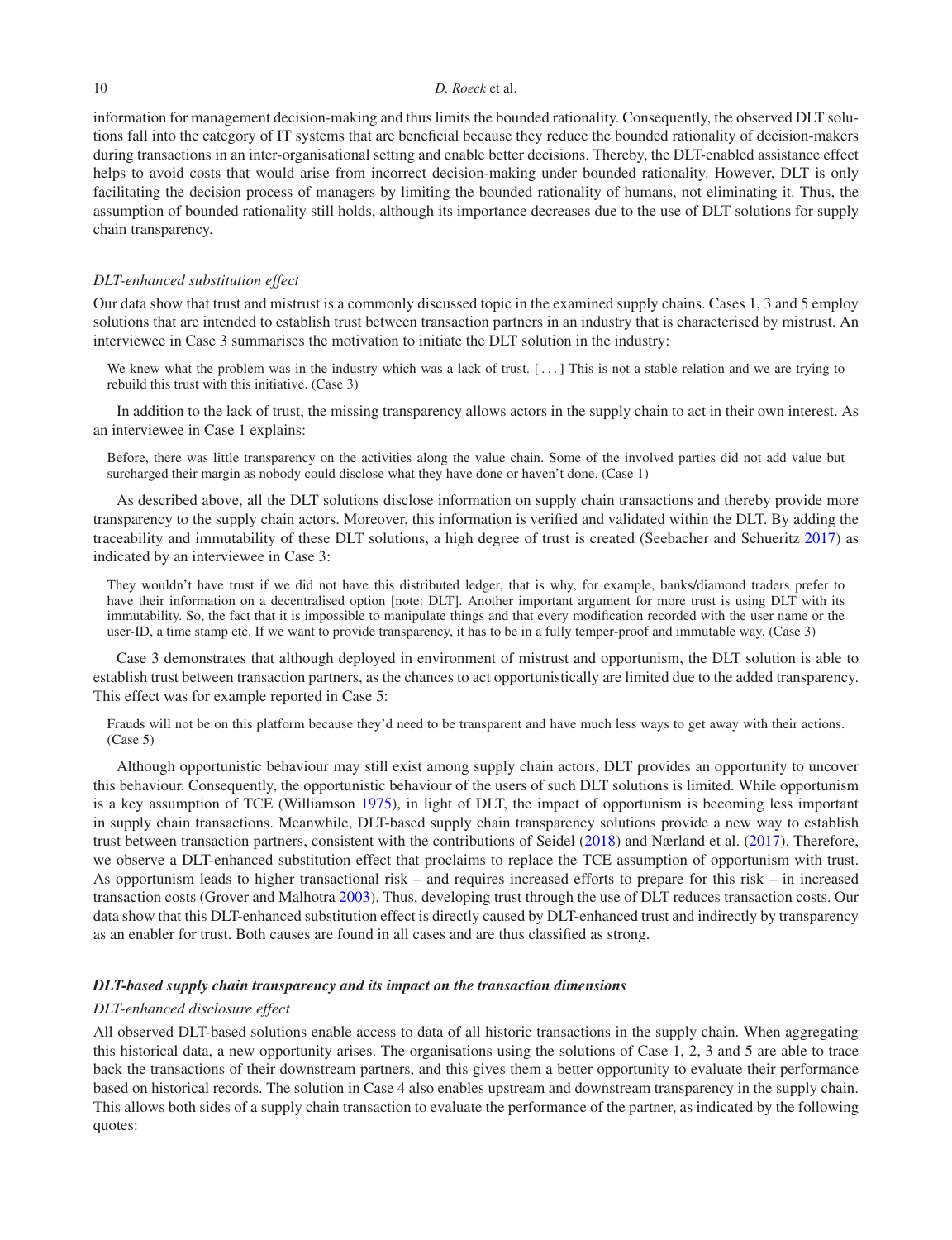information for management decision-making and thus limits the bounded rationality. Consequently, the observed DLT solutions fall into the category of IT systems that are beneficial because they reduce the bounded rationality of decision-makers during transactions in an inter-organisational setting and enable better decisions. Thereby, the DLT-enabled assistance effect helps to avoid costs that would arise from incorrect decision-making under bounded rationality. However, DLT is only facilitating the decision process of managers by limiting the bounded rationality of humans, not eliminating it. Thus, the assumption of bounded rationality still holds, although its importance decreases due to the use of DLT solutions for supply chain transparency.

*DLT-enhanced substitution effect*

Our data show that trust and mistrust is a commonly discussed topic in the examined supply chains. Cases 1, 3 and 5 employ solutions that are intended to establish trust between transaction partners in an industry that is characterised by mistrust. An interviewee in Case 3 summarises the motivation to initiate the DLT solution in the industry:

> We knew what the problem was in the industry which was a lack of trust. [ . . . ] This is not a stable relation and we are trying to rebuild this trust with this initiative. (Case 3)

In addition to the lack of trust, the missing transparency allows actors in the supply chain to act in their own interest. As an interviewee in Case 1 explains:

> Before, there was little transparency on the activities along the value chain. Some of the involved parties did not add value but surcharged their margin as nobody could disclose what they have done or haven't done. (Case 1)

As described above, all the DLT solutions disclose information on supply chain transactions and thereby provide more transparency to the supply chain actors. Moreover, this information is verified and validated within the DLT. By adding the traceability and immutability of these DLT solutions, a high degree of trust is created (Seebacher and Schueritz 2017) as indicated by an interviewee in Case 3:

> They wouldn't have trust if we did not have this distributed ledger, that is why, for example, banks/diamond traders prefer to have their information on a decentralised option [note: DLT]. Another important argument for more trust is using DLT with its immutability. So, the fact that it is impossible to manipulate things and that every modification recorded with the user name or the user-ID, a time stamp etc. If we want to provide transparency, it has to be in a fully temper-proof and immutable way. (Case 3)

Case 3 demonstrates that although deployed in environment of mistrust and opportunism, the DLT solution is able to establish trust between transaction partners, as the chances to act opportunistically are limited due to the added transparency. This effect was for example reported in Case 5:

> Frauds will not be on this platform because they'd need to be transparent and have much less ways to get away with their actions. (Case 5)

Although opportunistic behaviour may still exist among supply chain actors, DLT provides an opportunity to uncover this behaviour. Consequently, the opportunistic behaviour of the users of such DLT solutions is limited. While opportunism is a key assumption of TCE (Williamson 1975), in light of DLT, the impact of opportunism is becoming less important in supply chain transactions. Meanwhile, DLT-based supply chain transparency solutions provide a new way to establish trust between transaction partners, consistent with the contributions of Seidel (2018) and Nærland et al. (2017). Therefore, we observe a DLT-enhanced substitution effect that proclaims to replace the TCE assumption of opportunism with trust. As opportunism leads to higher transactional risk – and requires increased efforts to prepare for this risk – in increased transaction costs (Grover and Malhotra 2003). Thus, developing trust through the use of DLT reduces transaction costs. Our data show that this DLT-enhanced substitution effect is directly caused by DLT-enhanced trust and indirectly by transparency as an enabler for trust. Both causes are found in all cases and are thus classified as strong.

***DLT-based supply chain transparency and its impact on the transaction dimensions***

*DLT-enhanced disclosure effect*

All observed DLT-based solutions enable access to data of all historic transactions in the supply chain. When aggregating this historical data, a new opportunity arises. The organisations using the solutions of Case 1, 2, 3 and 5 are able to trace back the transactions of their downstream partners, and this gives them a better opportunity to evaluate their performance based on historical records. The solution in Case 4 also enables upstream and downstream transparency in the supply chain. This allows both sides of a supply chain transaction to evaluate the performance of the partner, as indicated by the following quotes: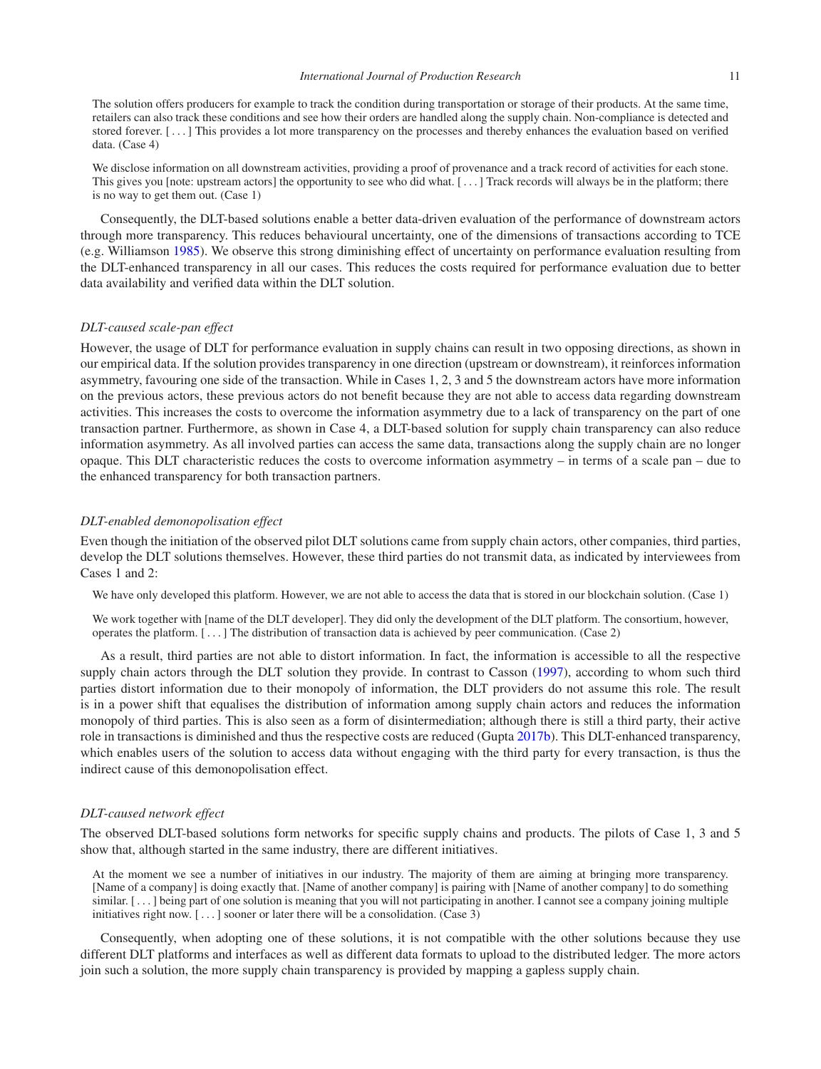> The solution offers producers for example to track the condition during transportation or storage of their products. At the same time, retailers can also track these conditions and see how their orders are handled along the supply chain. Non-compliance is detected and stored forever. [ . . . ] This provides a lot more transparency on the processes and thereby enhances the evaluation based on verified data. (Case 4)

> We disclose information on all downstream activities, providing a proof of provenance and a track record of activities for each stone. This gives you [note: upstream actors] the opportunity to see who did what. [ . . . ] Track records will always be in the platform; there is no way to get them out. (Case 1)

Consequently, the DLT-based solutions enable a better data-driven evaluation of the performance of downstream actors through more transparency. This reduces behavioural uncertainty, one of the dimensions of transactions according to TCE (e.g. Williamson 1985). We observe this strong diminishing effect of uncertainty on performance evaluation resulting from the DLT-enhanced transparency in all our cases. This reduces the costs required for performance evaluation due to better data availability and verified data within the DLT solution.

### *DLT-caused scale-pan effect*

However, the usage of DLT for performance evaluation in supply chains can result in two opposing directions, as shown in our empirical data. If the solution provides transparency in one direction (upstream or downstream), it reinforces information asymmetry, favouring one side of the transaction. While in Cases 1, 2, 3 and 5 the downstream actors have more information on the previous actors, these previous actors do not benefit because they are not able to access data regarding downstream activities. This increases the costs to overcome the information asymmetry due to a lack of transparency on the part of one transaction partner. Furthermore, as shown in Case 4, a DLT-based solution for supply chain transparency can also reduce information asymmetry. As all involved parties can access the same data, transactions along the supply chain are no longer opaque. This DLT characteristic reduces the costs to overcome information asymmetry – in terms of a scale pan – due to the enhanced transparency for both transaction partners.

### *DLT-enabled demonopolisation effect*

Even though the initiation of the observed pilot DLT solutions came from supply chain actors, other companies, third parties, develop the DLT solutions themselves. However, these third parties do not transmit data, as indicated by interviewees from Cases 1 and 2:

> We have only developed this platform. However, we are not able to access the data that is stored in our blockchain solution. (Case 1)

> We work together with [name of the DLT developer]. They did only the development of the DLT platform. The consortium, however, operates the platform. [ . . . ] The distribution of transaction data is achieved by peer communication. (Case 2)

As a result, third parties are not able to distort information. In fact, the information is accessible to all the respective supply chain actors through the DLT solution they provide. In contrast to Casson (1997), according to whom such third parties distort information due to their monopoly of information, the DLT providers do not assume this role. The result is in a power shift that equalises the distribution of information among supply chain actors and reduces the information monopoly of third parties. This is also seen as a form of disintermediation; although there is still a third party, their active role in transactions is diminished and thus the respective costs are reduced (Gupta 2017b). This DLT-enhanced transparency, which enables users of the solution to access data without engaging with the third party for every transaction, is thus the indirect cause of this demonopolisation effect.

### *DLT-caused network effect*

The observed DLT-based solutions form networks for specific supply chains and products. The pilots of Case 1, 3 and 5 show that, although started in the same industry, there are different initiatives.

> At the moment we see a number of initiatives in our industry. The majority of them are aiming at bringing more transparency. [Name of a company] is doing exactly that. [Name of another company] is pairing with [Name of another company] to do something similar. [ . . . ] being part of one solution is meaning that you will not participating in another. I cannot see a company joining multiple initiatives right now. [ . . . ] sooner or later there will be a consolidation. (Case 3)

Consequently, when adopting one of these solutions, it is not compatible with the other solutions because they use different DLT platforms and interfaces as well as different data formats to upload to the distributed ledger. The more actors join such a solution, the more supply chain transparency is provided by mapping a gapless supply chain.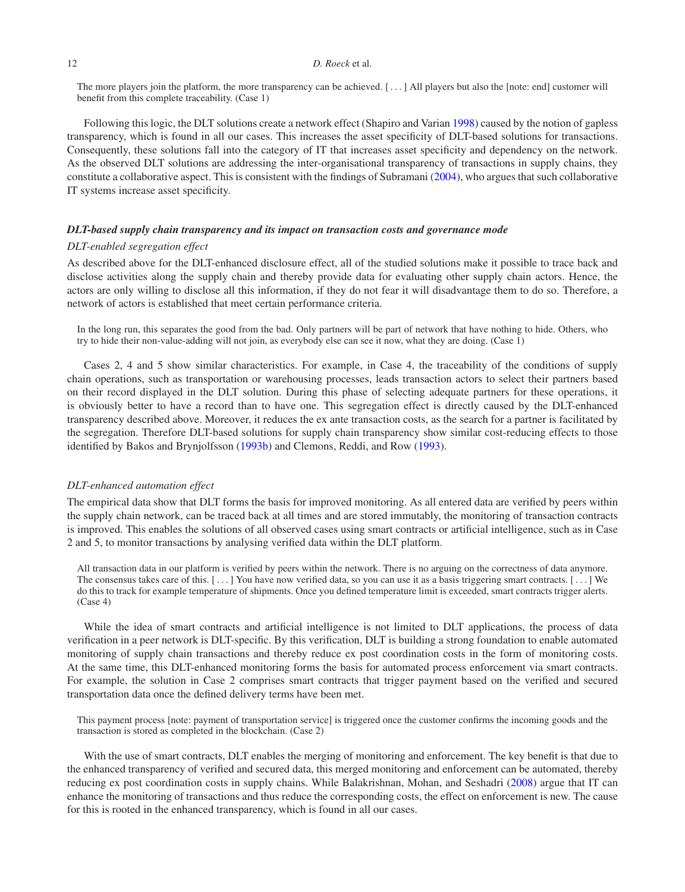> The more players join the platform, the more transparency can be achieved. [ . . . ] All players but also the [note: end] customer will benefit from this complete traceability. (Case 1)

Following this logic, the DLT solutions create a network effect (Shapiro and Varian 1998) caused by the notion of gapless transparency, which is found in all our cases. This increases the asset specificity of DLT-based solutions for transactions. Consequently, these solutions fall into the category of IT that increases asset specificity and dependency on the network. As the observed DLT solutions are addressing the inter-organisational transparency of transactions in supply chains, they constitute a collaborative aspect. This is consistent with the findings of Subramani (2004), who argues that such collaborative IT systems increase asset specificity.

### ***DLT-based supply chain transparency and its impact on transaction costs and governance mode***

#### *DLT-enabled segregation effect*

As described above for the DLT-enhanced disclosure effect, all of the studied solutions make it possible to trace back and disclose activities along the supply chain and thereby provide data for evaluating other supply chain actors. Hence, the actors are only willing to disclose all this information, if they do not fear it will disadvantage them to do so. Therefore, a network of actors is established that meet certain performance criteria.

> In the long run, this separates the good from the bad. Only partners will be part of network that have nothing to hide. Others, who try to hide their non-value-adding will not join, as everybody else can see it now, what they are doing. (Case 1)

Cases 2, 4 and 5 show similar characteristics. For example, in Case 4, the traceability of the conditions of supply chain operations, such as transportation or warehousing processes, leads transaction actors to select their partners based on their record displayed in the DLT solution. During this phase of selecting adequate partners for these operations, it is obviously better to have a record than to have one. This segregation effect is directly caused by the DLT-enhanced transparency described above. Moreover, it reduces the ex ante transaction costs, as the search for a partner is facilitated by the segregation. Therefore DLT-based solutions for supply chain transparency show similar cost-reducing effects to those identified by Bakos and Brynjolfsson (1993b) and Clemons, Reddi, and Row (1993).

#### *DLT-enhanced automation effect*

The empirical data show that DLT forms the basis for improved monitoring. As all entered data are verified by peers within the supply chain network, can be traced back at all times and are stored immutably, the monitoring of transaction contracts is improved. This enables the solutions of all observed cases using smart contracts or artificial intelligence, such as in Case 2 and 5, to monitor transactions by analysing verified data within the DLT platform.

> All transaction data in our platform is verified by peers within the network. There is no arguing on the correctness of data anymore. The consensus takes care of this. [ . . . ] You have now verified data, so you can use it as a basis triggering smart contracts. [ . . . ] We do this to track for example temperature of shipments. Once you defined temperature limit is exceeded, smart contracts trigger alerts. (Case 4)

While the idea of smart contracts and artificial intelligence is not limited to DLT applications, the process of data verification in a peer network is DLT-specific. By this verification, DLT is building a strong foundation to enable automated monitoring of supply chain transactions and thereby reduce ex post coordination costs in the form of monitoring costs. At the same time, this DLT-enhanced monitoring forms the basis for automated process enforcement via smart contracts. For example, the solution in Case 2 comprises smart contracts that trigger payment based on the verified and secured transportation data once the defined delivery terms have been met.

> This payment process [note: payment of transportation service] is triggered once the customer confirms the incoming goods and the transaction is stored as completed in the blockchain. (Case 2)

With the use of smart contracts, DLT enables the merging of monitoring and enforcement. The key benefit is that due to the enhanced transparency of verified and secured data, this merged monitoring and enforcement can be automated, thereby reducing ex post coordination costs in supply chains. While Balakrishnan, Mohan, and Seshadri (2008) argue that IT can enhance the monitoring of transactions and thus reduce the corresponding costs, the effect on enforcement is new. The cause for this is rooted in the enhanced transparency, which is found in all our cases.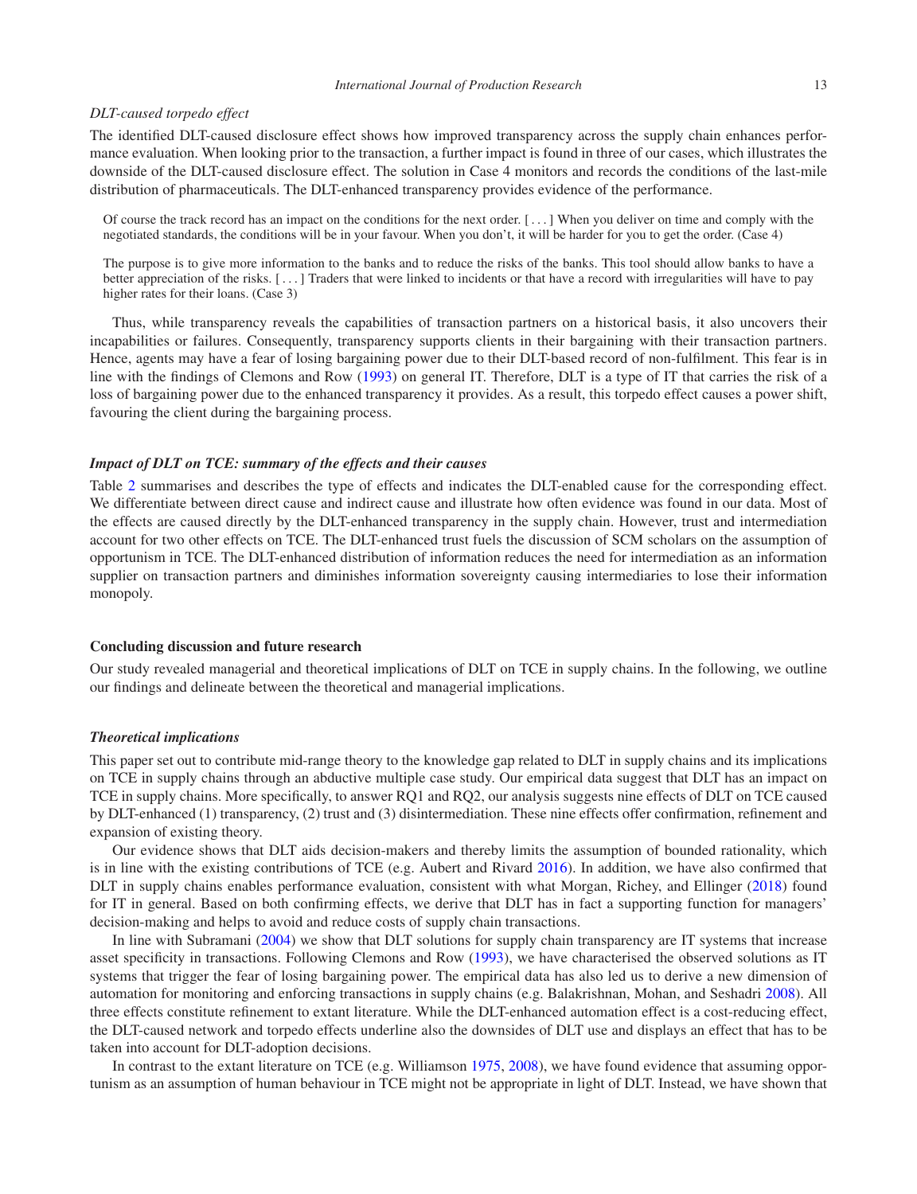*DLT-caused torpedo effect*

The identified DLT-caused disclosure effect shows how improved transparency across the supply chain enhances performance evaluation. When looking prior to the transaction, a further impact is found in three of our cases, which illustrates the downside of the DLT-caused disclosure effect. The solution in Case 4 monitors and records the conditions of the last-mile distribution of pharmaceuticals. The DLT-enhanced transparency provides evidence of the performance.

> Of course the track record has an impact on the conditions for the next order. [ . . . ] When you deliver on time and comply with the negotiated standards, the conditions will be in your favour. When you don't, it will be harder for you to get the order. (Case 4)

> The purpose is to give more information to the banks and to reduce the risks of the banks. This tool should allow banks to have a better appreciation of the risks. [ . . . ] Traders that were linked to incidents or that have a record with irregularities will have to pay higher rates for their loans. (Case 3)

Thus, while transparency reveals the capabilities of transaction partners on a historical basis, it also uncovers their incapabilities or failures. Consequently, transparency supports clients in their bargaining with their transaction partners. Hence, agents may have a fear of losing bargaining power due to their DLT-based record of non-fulfilment. This fear is in line with the findings of Clemons and Row (1993) on general IT. Therefore, DLT is a type of IT that carries the risk of a loss of bargaining power due to the enhanced transparency it provides. As a result, this torpedo effect causes a power shift, favouring the client during the bargaining process.

### *Impact of DLT on TCE: summary of the effects and their causes*

Table 2 summarises and describes the type of effects and indicates the DLT-enabled cause for the corresponding effect. We differentiate between direct cause and indirect cause and illustrate how often evidence was found in our data. Most of the effects are caused directly by the DLT-enhanced transparency in the supply chain. However, trust and intermediation account for two other effects on TCE. The DLT-enhanced trust fuels the discussion of SCM scholars on the assumption of opportunism in TCE. The DLT-enhanced distribution of information reduces the need for intermediation as an information supplier on transaction partners and diminishes information sovereignty causing intermediaries to lose their information monopoly.

## Concluding discussion and future research

Our study revealed managerial and theoretical implications of DLT on TCE in supply chains. In the following, we outline our findings and delineate between the theoretical and managerial implications.

### *Theoretical implications*

This paper set out to contribute mid-range theory to the knowledge gap related to DLT in supply chains and its implications on TCE in supply chains through an abductive multiple case study. Our empirical data suggest that DLT has an impact on TCE in supply chains. More specifically, to answer RQ1 and RQ2, our analysis suggests nine effects of DLT on TCE caused by DLT-enhanced (1) transparency, (2) trust and (3) disintermediation. These nine effects offer confirmation, refinement and expansion of existing theory.

Our evidence shows that DLT aids decision-makers and thereby limits the assumption of bounded rationality, which is in line with the existing contributions of TCE (e.g. Aubert and Rivard 2016). In addition, we have also confirmed that DLT in supply chains enables performance evaluation, consistent with what Morgan, Richey, and Ellinger (2018) found for IT in general. Based on both confirming effects, we derive that DLT has in fact a supporting function for managers' decision-making and helps to avoid and reduce costs of supply chain transactions.

In line with Subramani (2004) we show that DLT solutions for supply chain transparency are IT systems that increase asset specificity in transactions. Following Clemons and Row (1993), we have characterised the observed solutions as IT systems that trigger the fear of losing bargaining power. The empirical data has also led us to derive a new dimension of automation for monitoring and enforcing transactions in supply chains (e.g. Balakrishnan, Mohan, and Seshadri 2008). All three effects constitute refinement to extant literature. While the DLT-enhanced automation effect is a cost-reducing effect, the DLT-caused network and torpedo effects underline also the downsides of DLT use and displays an effect that has to be taken into account for DLT-adoption decisions.

In contrast to the extant literature on TCE (e.g. Williamson 1975, 2008), we have found evidence that assuming opportunism as an assumption of human behaviour in TCE might not be appropriate in light of DLT. Instead, we have shown that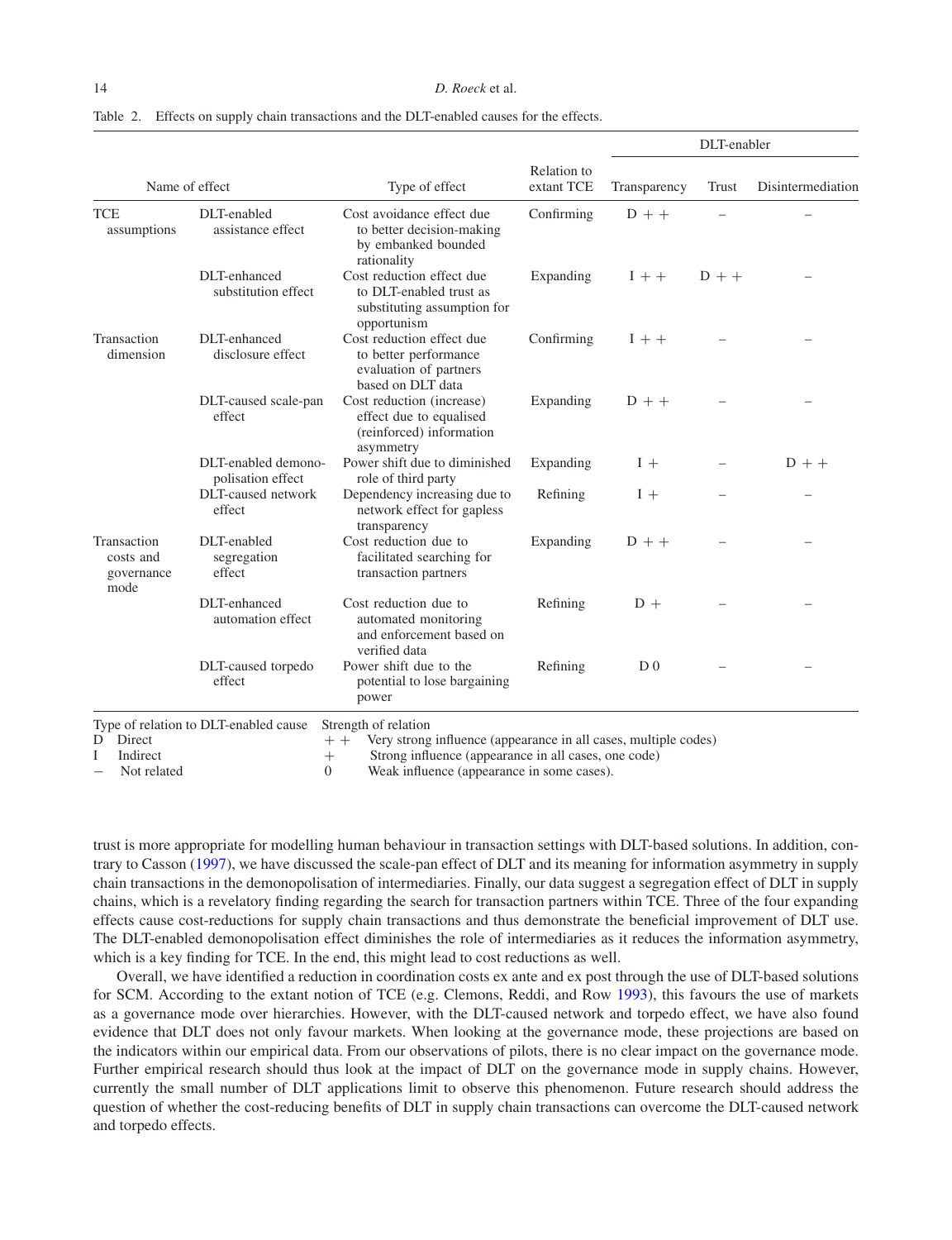Table 2. Effects on supply chain transactions and the DLT-enabled causes for the effects.

| Name of effect | | Type of effect | Relation to extant TCE | DLT-enabler | | |
|---|---|---|---|---|---|---|
| | | | | Transparency | Trust | Disintermediation |
| TCE assumptions | DLT-enabled assistance effect | Cost avoidance effect due to better decision-making by embanked bounded rationality | Confirming | D ++ | – | – |
| | DLT-enhanced substitution effect | Cost reduction effect due to DLT-enabled trust as substituting assumption for opportunism | Expanding | I ++ | D ++ | – |
| Transaction dimension | DLT-enhanced disclosure effect | Cost reduction effect due to better performance evaluation of partners based on DLT data | Confirming | I ++ | – | – |
| | DLT-caused scale-pan effect | Cost reduction (increase) effect due to equalised (reinforced) information asymmetry | Expanding | D ++ | – | – |
| | DLT-enabled demono-polisation effect | Power shift due to diminished role of third party | Expanding | I + | – | D ++ |
| | DLT-caused network effect | Dependency increasing due to network effect for gapless transparency | Refining | I + | – | – |
| Transaction costs and governance mode | DLT-enabled segregation effect | Cost reduction due to facilitated searching for transaction partners | Expanding | D ++ | – | – |
| | DLT-enhanced automation effect | Cost reduction due to automated monitoring and enforcement based on verified data | Refining | D + | – | – |
| | DLT-caused torpedo effect | Power shift due to the potential to lose bargaining power | Refining | D 0 | – | – |

Type of relation to DLT-enabled cause
D Direct
I Indirect
– Not related

Strength of relation
++ Very strong influence (appearance in all cases, multiple codes)
+ Strong influence (appearance in all cases, one code)
0 Weak influence (appearance in some cases).

trust is more appropriate for modelling human behaviour in transaction settings with DLT-based solutions. In addition, contrary to Casson (1997), we have discussed the scale-pan effect of DLT and its meaning for information asymmetry in supply chain transactions in the demonopolisation of intermediaries. Finally, our data suggest a segregation effect of DLT in supply chains, which is a revelatory finding regarding the search for transaction partners within TCE. Three of the four expanding effects cause cost-reductions for supply chain transactions and thus demonstrate the beneficial improvement of DLT use. The DLT-enabled demonopolisation effect diminishes the role of intermediaries as it reduces the information asymmetry, which is a key finding for TCE. In the end, this might lead to cost reductions as well.

Overall, we have identified a reduction in coordination costs ex ante and ex post through the use of DLT-based solutions for SCM. According to the extant notion of TCE (e.g. Clemons, Reddi, and Row 1993), this favours the use of markets as a governance mode over hierarchies. However, with the DLT-caused network and torpedo effect, we have also found evidence that DLT does not only favour markets. When looking at the governance mode, these projections are based on the indicators within our empirical data. From our observations of pilots, there is no clear impact on the governance mode. Further empirical research should thus look at the impact of DLT on the governance mode in supply chains. However, currently the small number of DLT applications limit to observe this phenomenon. Future research should address the question of whether the cost-reducing benefits of DLT in supply chain transactions can overcome the DLT-caused network and torpedo effects.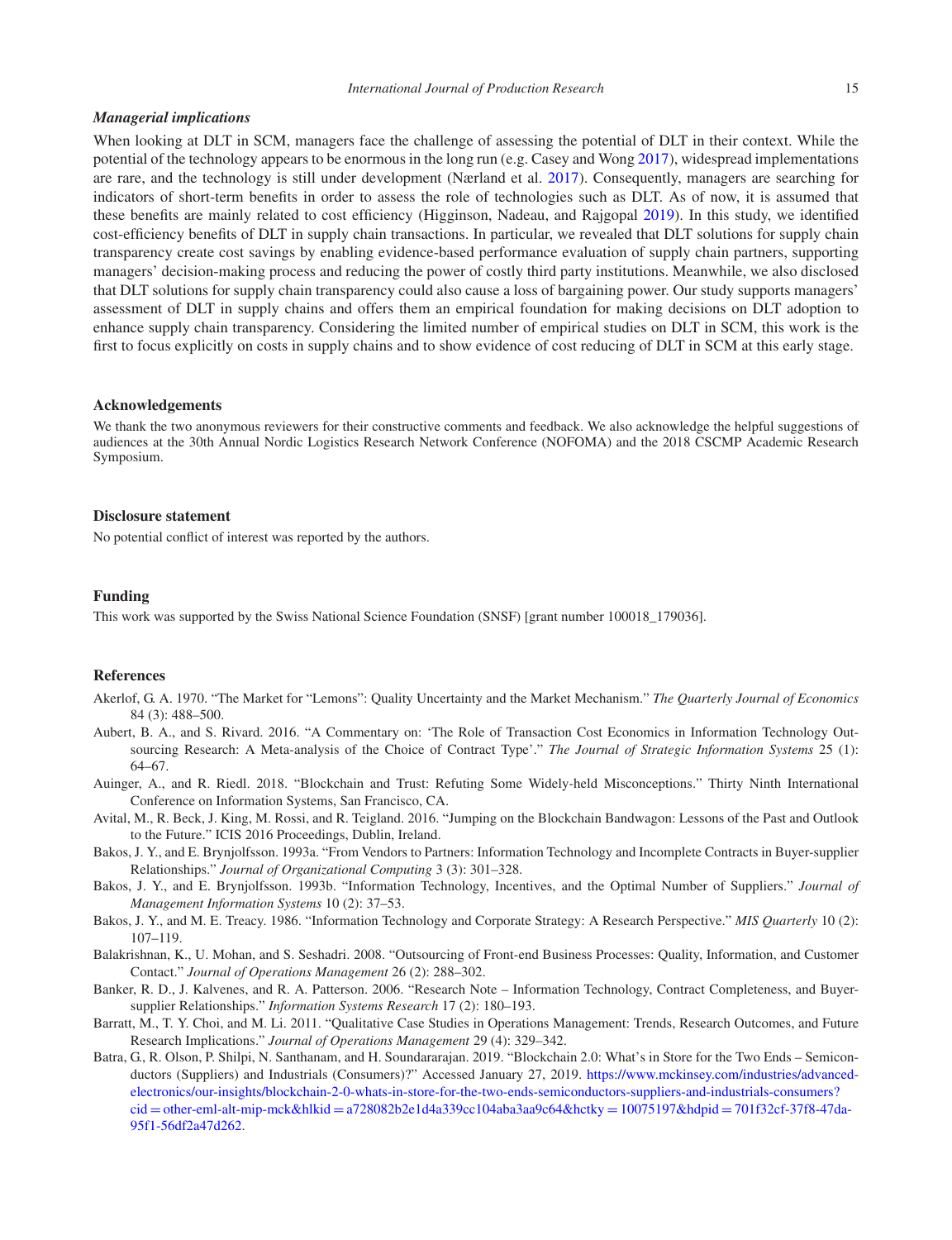### *Managerial implications*

When looking at DLT in SCM, managers face the challenge of assessing the potential of DLT in their context. While the potential of the technology appears to be enormous in the long run (e.g. Casey and Wong 2017), widespread implementations are rare, and the technology is still under development (Nærland et al. 2017). Consequently, managers are searching for indicators of short-term benefits in order to assess the role of technologies such as DLT. As of now, it is assumed that these benefits are mainly related to cost efficiency (Higginson, Nadeau, and Rajgopal 2019). In this study, we identified cost-efficiency benefits of DLT in supply chain transactions. In particular, we revealed that DLT solutions for supply chain transparency create cost savings by enabling evidence-based performance evaluation of supply chain partners, supporting managers' decision-making process and reducing the power of costly third party institutions. Meanwhile, we also disclosed that DLT solutions for supply chain transparency could also cause a loss of bargaining power. Our study supports managers' assessment of DLT in supply chains and offers them an empirical foundation for making decisions on DLT adoption to enhance supply chain transparency. Considering the limited number of empirical studies on DLT in SCM, this work is the first to focus explicitly on costs in supply chains and to show evidence of cost reducing of DLT in SCM at this early stage.

## Acknowledgements

We thank the two anonymous reviewers for their constructive comments and feedback. We also acknowledge the helpful suggestions of audiences at the 30th Annual Nordic Logistics Research Network Conference (NOFOMA) and the 2018 CSCMP Academic Research Symposium.

## Disclosure statement

No potential conflict of interest was reported by the authors.

## Funding

This work was supported by the Swiss National Science Foundation (SNSF) [grant number 100018_179036].

## References

Akerlof, G. A. 1970. "The Market for "Lemons": Quality Uncertainty and the Market Mechanism." *The Quarterly Journal of Economics* 84 (3): 488–500.

Aubert, B. A., and S. Rivard. 2016. "A Commentary on: 'The Role of Transaction Cost Economics in Information Technology Outsourcing Research: A Meta-analysis of the Choice of Contract Type'." *The Journal of Strategic Information Systems* 25 (1): 64–67.

Auinger, A., and R. Riedl. 2018. "Blockchain and Trust: Refuting Some Widely-held Misconceptions." Thirty Ninth International Conference on Information Systems, San Francisco, CA.

Avital, M., R. Beck, J. King, M. Rossi, and R. Teigland. 2016. "Jumping on the Blockchain Bandwagon: Lessons of the Past and Outlook to the Future." ICIS 2016 Proceedings, Dublin, Ireland.

Bakos, J. Y., and E. Brynjolfsson. 1993a. "From Vendors to Partners: Information Technology and Incomplete Contracts in Buyer-supplier Relationships." *Journal of Organizational Computing* 3 (3): 301–328.

Bakos, J. Y., and E. Brynjolfsson. 1993b. "Information Technology, Incentives, and the Optimal Number of Suppliers." *Journal of Management Information Systems* 10 (2): 37–53.

Bakos, J. Y., and M. E. Treacy. 1986. "Information Technology and Corporate Strategy: A Research Perspective." *MIS Quarterly* 10 (2): 107–119.

Balakrishnan, K., U. Mohan, and S. Seshadri. 2008. "Outsourcing of Front-end Business Processes: Quality, Information, and Customer Contact." *Journal of Operations Management* 26 (2): 288–302.

Banker, R. D., J. Kalvenes, and R. A. Patterson. 2006. "Research Note – Information Technology, Contract Completeness, and Buyer-supplier Relationships." *Information Systems Research* 17 (2): 180–193.

Barratt, M., T. Y. Choi, and M. Li. 2011. "Qualitative Case Studies in Operations Management: Trends, Research Outcomes, and Future Research Implications." *Journal of Operations Management* 29 (4): 329–342.

Batra, G., R. Olson, P. Shilpi, N. Santhanam, and H. Soundararajan. 2019. "Blockchain 2.0: What's in Store for the Two Ends – Semiconductors (Suppliers) and Industrials (Consumers)?" Accessed January 27, 2019. https://www.mckinsey.com/industries/advanced-electronics/our-insights/blockchain-2-0-whats-in-store-for-the-two-ends-semiconductors-suppliers-and-industrials-consumers?cid=other-eml-alt-mip-mck&hlkid=a728082b2e1d4a339cc104aba3aa9c64&hctky=10075197&hdpid=701f32cf-37f8-47da-95f1-56df2a47d262.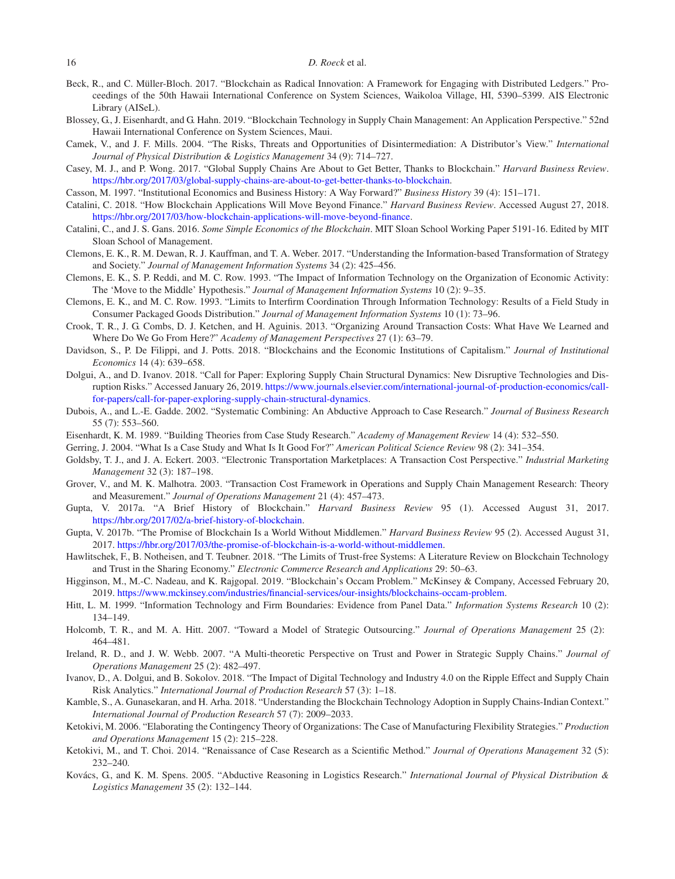Beck, R., and C. Müller-Bloch. 2017. "Blockchain as Radical Innovation: A Framework for Engaging with Distributed Ledgers." Proceedings of the 50th Hawaii International Conference on System Sciences, Waikoloa Village, HI, 5390–5399. AIS Electronic Library (AISeL).

Blossey, G., J. Eisenhardt, and G. Hahn. 2019. "Blockchain Technology in Supply Chain Management: An Application Perspective." 52nd Hawaii International Conference on System Sciences, Maui.

Camek, V., and J. F. Mills. 2004. "The Risks, Threats and Opportunities of Disintermediation: A Distributor's View." *International Journal of Physical Distribution & Logistics Management* 34 (9): 714–727.

Casey, M. J., and P. Wong. 2017. "Global Supply Chains Are About to Get Better, Thanks to Blockchain." *Harvard Business Review*. https://hbr.org/2017/03/global-supply-chains-are-about-to-get-better-thanks-to-blockchain.

Casson, M. 1997. "Institutional Economics and Business History: A Way Forward?" *Business History* 39 (4): 151–171.

Catalini, C. 2018. "How Blockchain Applications Will Move Beyond Finance." *Harvard Business Review*. Accessed August 27, 2018. https://hbr.org/2017/03/how-blockchain-applications-will-move-beyond-finance.

Catalini, C., and J. S. Gans. 2016. *Some Simple Economics of the Blockchain*. MIT Sloan School Working Paper 5191-16. Edited by MIT Sloan School of Management.

Clemons, E. K., R. M. Dewan, R. J. Kauffman, and T. A. Weber. 2017. "Understanding the Information-based Transformation of Strategy and Society." *Journal of Management Information Systems* 34 (2): 425–456.

Clemons, E. K., S. P. Reddi, and M. C. Row. 1993. "The Impact of Information Technology on the Organization of Economic Activity: The 'Move to the Middle' Hypothesis." *Journal of Management Information Systems* 10 (2): 9–35.

Clemons, E. K., and M. C. Row. 1993. "Limits to Interfirm Coordination Through Information Technology: Results of a Field Study in Consumer Packaged Goods Distribution." *Journal of Management Information Systems* 10 (1): 73–96.

Crook, T. R., J. G. Combs, D. J. Ketchen, and H. Aguinis. 2013. "Organizing Around Transaction Costs: What Have We Learned and Where Do We Go From Here?" *Academy of Management Perspectives* 27 (1): 63–79.

Davidson, S., P. De Filippi, and J. Potts. 2018. "Blockchains and the Economic Institutions of Capitalism." *Journal of Institutional Economics* 14 (4): 639–658.

Dolgui, A., and D. Ivanov. 2018. "Call for Paper: Exploring Supply Chain Structural Dynamics: New Disruptive Technologies and Disruption Risks." Accessed January 26, 2019. https://www.journals.elsevier.com/international-journal-of-production-economics/call-for-papers/call-for-paper-exploring-supply-chain-structural-dynamics.

Dubois, A., and L.-E. Gadde. 2002. "Systematic Combining: An Abductive Approach to Case Research." *Journal of Business Research* 55 (7): 553–560.

Eisenhardt, K. M. 1989. "Building Theories from Case Study Research." *Academy of Management Review* 14 (4): 532–550.

Gerring, J. 2004. "What Is a Case Study and What Is It Good For?" *American Political Science Review* 98 (2): 341–354.

Goldsby, T. J., and J. A. Eckert. 2003. "Electronic Transportation Marketplaces: A Transaction Cost Perspective." *Industrial Marketing Management* 32 (3): 187–198.

Grover, V., and M. K. Malhotra. 2003. "Transaction Cost Framework in Operations and Supply Chain Management Research: Theory and Measurement." *Journal of Operations Management* 21 (4): 457–473.

Gupta, V. 2017a. "A Brief History of Blockchain." *Harvard Business Review* 95 (1). Accessed August 31, 2017. https://hbr.org/2017/02/a-brief-history-of-blockchain.

Gupta, V. 2017b. "The Promise of Blockchain Is a World Without Middlemen." *Harvard Business Review* 95 (2). Accessed August 31, 2017. https://hbr.org/2017/03/the-promise-of-blockchain-is-a-world-without-middlemen.

Hawlitschek, F., B. Notheisen, and T. Teubner. 2018. "The Limits of Trust-free Systems: A Literature Review on Blockchain Technology and Trust in the Sharing Economy." *Electronic Commerce Research and Applications* 29: 50–63.

Higginson, M., M.-C. Nadeau, and K. Rajgopal. 2019. "Blockchain's Occam Problem." McKinsey & Company, Accessed February 20, 2019. https://www.mckinsey.com/industries/financial-services/our-insights/blockchains-occam-problem.

Hitt, L. M. 1999. "Information Technology and Firm Boundaries: Evidence from Panel Data." *Information Systems Research* 10 (2): 134–149.

Holcomb, T. R., and M. A. Hitt. 2007. "Toward a Model of Strategic Outsourcing." *Journal of Operations Management* 25 (2): 464–481.

Ireland, R. D., and J. W. Webb. 2007. "A Multi-theoretic Perspective on Trust and Power in Strategic Supply Chains." *Journal of Operations Management* 25 (2): 482–497.

Ivanov, D., A. Dolgui, and B. Sokolov. 2018. "The Impact of Digital Technology and Industry 4.0 on the Ripple Effect and Supply Chain Risk Analytics." *International Journal of Production Research* 57 (3): 1–18.

Kamble, S., A. Gunasekaran, and H. Arha. 2018. "Understanding the Blockchain Technology Adoption in Supply Chains-Indian Context." *International Journal of Production Research* 57 (7): 2009–2033.

Ketokivi, M. 2006. "Elaborating the Contingency Theory of Organizations: The Case of Manufacturing Flexibility Strategies." *Production and Operations Management* 15 (2): 215–228.

Ketokivi, M., and T. Choi. 2014. "Renaissance of Case Research as a Scientific Method." *Journal of Operations Management* 32 (5): 232–240.

Kovács, G., and K. M. Spens. 2005. "Abductive Reasoning in Logistics Research." *International Journal of Physical Distribution & Logistics Management* 35 (2): 132–144.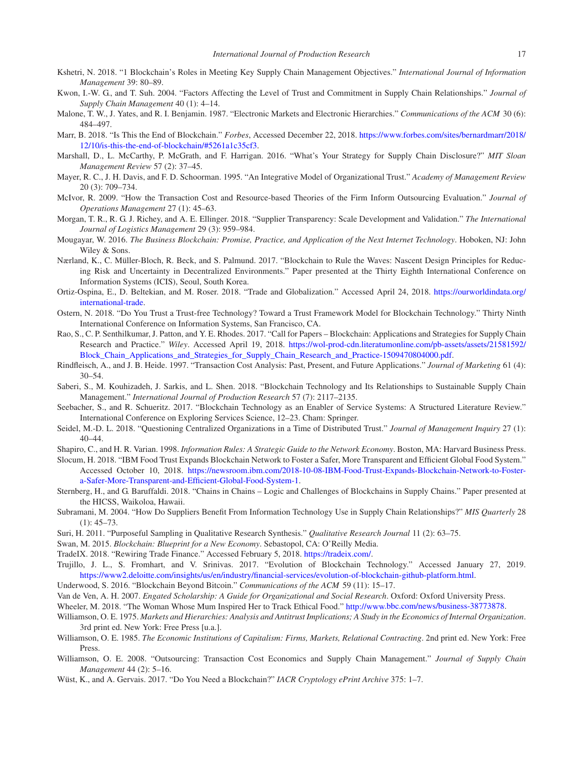Kshetri, N. 2018. "1 Blockchain's Roles in Meeting Key Supply Chain Management Objectives." *International Journal of Information Management* 39: 80–89.

Kwon, I.-W. G., and T. Suh. 2004. "Factors Affecting the Level of Trust and Commitment in Supply Chain Relationships." *Journal of Supply Chain Management* 40 (1): 4–14.

Malone, T. W., J. Yates, and R. I. Benjamin. 1987. "Electronic Markets and Electronic Hierarchies." *Communications of the ACM* 30 (6): 484–497.

Marr, B. 2018. "Is This the End of Blockchain." *Forbes*, Accessed December 22, 2018. https://www.forbes.com/sites/bernardmarr/2018/12/10/is-this-the-end-of-blockchain/#5261a1c35cf3.

Marshall, D., L. McCarthy, P. McGrath, and F. Harrigan. 2016. "What's Your Strategy for Supply Chain Disclosure?" *MIT Sloan Management Review* 57 (2): 37–45.

Mayer, R. C., J. H. Davis, and F. D. Schoorman. 1995. "An Integrative Model of Organizational Trust." *Academy of Management Review* 20 (3): 709–734.

McIvor, R. 2009. "How the Transaction Cost and Resource-based Theories of the Firm Inform Outsourcing Evaluation." *Journal of Operations Management* 27 (1): 45–63.

Morgan, T. R., R. G. J. Richey, and A. E. Ellinger. 2018. "Supplier Transparency: Scale Development and Validation." *The International Journal of Logistics Management* 29 (3): 959–984.

Mougayar, W. 2016. *The Business Blockchain: Promise, Practice, and Application of the Next Internet Technology*. Hoboken, NJ: John Wiley & Sons.

Nærland, K., C. Müller-Bloch, R. Beck, and S. Palmund. 2017. "Blockchain to Rule the Waves: Nascent Design Principles for Reducing Risk and Uncertainty in Decentralized Environments." Paper presented at the Thirty Eighth International Conference on Information Systems (ICIS), Seoul, South Korea.

Ortiz-Ospina, E., D. Beltekian, and M. Roser. 2018. "Trade and Globalization." Accessed April 24, 2018. https://ourworldindata.org/international-trade.

Ostern, N. 2018. "Do You Trust a Trust-free Technology? Toward a Trust Framework Model for Blockchain Technology." Thirty Ninth International Conference on Information Systems, San Francisco, CA.

Rao, S., C. P. Senthilkumar, J. Patton, and Y. E. Rhodes. 2017. "Call for Papers – Blockchain: Applications and Strategies for Supply Chain Research and Practice." *Wiley*. Accessed April 19, 2018. https://wol-prod-cdn.literatumonline.com/pb-assets/assets/21581592/Block_Chain_Applications_and_Strategies_for_Supply_Chain_Research_and_Practice-1509470804000.pdf.

Rindfleisch, A., and J. B. Heide. 1997. "Transaction Cost Analysis: Past, Present, and Future Applications." *Journal of Marketing* 61 (4): 30–54.

Saberi, S., M. Kouhizadeh, J. Sarkis, and L. Shen. 2018. "Blockchain Technology and Its Relationships to Sustainable Supply Chain Management." *International Journal of Production Research* 57 (7): 2117–2135.

Seebacher, S., and R. Schueritz. 2017. "Blockchain Technology as an Enabler of Service Systems: A Structured Literature Review." International Conference on Exploring Services Science, 12–23. Cham: Springer.

Seidel, M.-D. L. 2018. "Questioning Centralized Organizations in a Time of Distributed Trust." *Journal of Management Inquiry* 27 (1): 40–44.

Shapiro, C., and H. R. Varian. 1998. *Information Rules: A Strategic Guide to the Network Economy*. Boston, MA: Harvard Business Press.

Slocum, H. 2018. "IBM Food Trust Expands Blockchain Network to Foster a Safer, More Transparent and Efficient Global Food System." Accessed October 10, 2018. https://newsroom.ibm.com/2018-10-08-IBM-Food-Trust-Expands-Blockchain-Network-to-Foster-a-Safer-More-Transparent-and-Efficient-Global-Food-System-1.

Sternberg, H., and G. Baruffaldi. 2018. "Chains in Chains – Logic and Challenges of Blockchains in Supply Chains." Paper presented at the HICSS, Waikoloa, Hawaii.

Subramani, M. 2004. "How Do Suppliers Benefit From Information Technology Use in Supply Chain Relationships?" *MIS Quarterly* 28 (1): 45–73.

Suri, H. 2011. "Purposeful Sampling in Qualitative Research Synthesis." *Qualitative Research Journal* 11 (2): 63–75.

Swan, M. 2015. *Blockchain: Blueprint for a New Economy*. Sebastopol, CA: O'Reilly Media.

TradeIX. 2018. "Rewiring Trade Finance." Accessed February 5, 2018. https://tradeix.com/.

Trujillo, J. L., S. Fromhart, and V. Srinivas. 2017. "Evolution of Blockchain Technology." Accessed January 27, 2019. https://www2.deloitte.com/insights/us/en/industry/financial-services/evolution-of-blockchain-github-platform.html.

Underwood, S. 2016. "Blockchain Beyond Bitcoin." *Communications of the ACM* 59 (11): 15–17.

Van de Ven, A. H. 2007. *Engated Scholarship: A Guide for Organizational and Social Research*. Oxford: Oxford University Press.

Wheeler, M. 2018. "The Woman Whose Mum Inspired Her to Track Ethical Food." http://www.bbc.com/news/business-38773878.

Williamson, O. E. 1975. *Markets and Hierarchies: Analysis and Antitrust Implications; A Study in the Economics of Internal Organization*. 3rd print ed. New York: Free Press [u.a.].

Williamson, O. E. 1985. *The Economic Institutions of Capitalism: Firms, Markets, Relational Contracting*. 2nd print ed. New York: Free Press.

Williamson, O. E. 2008. "Outsourcing: Transaction Cost Economics and Supply Chain Management." *Journal of Supply Chain Management* 44 (2): 5–16.

Wüst, K., and A. Gervais. 2017. "Do You Need a Blockchain?" *IACR Cryptology ePrint Archive* 375: 1–7.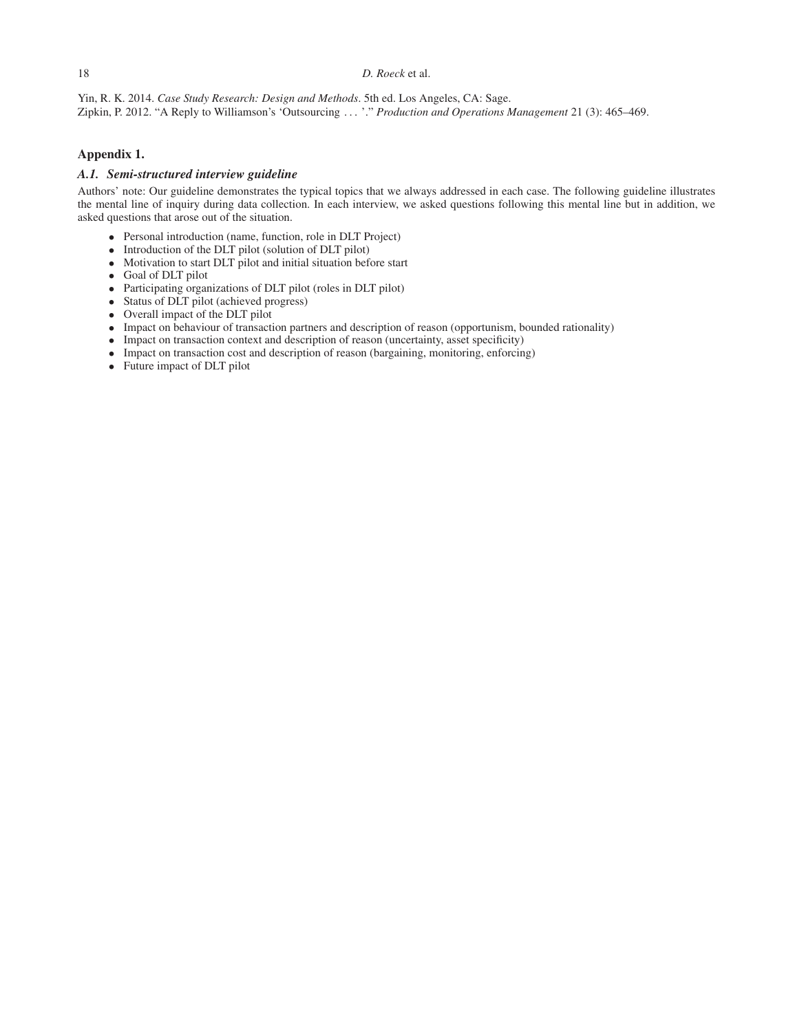Yin, R. K. 2014. *Case Study Research: Design and Methods*. 5th ed. Los Angeles, CA: Sage.
Zipkin, P. 2012. "A Reply to Williamson's 'Outsourcing . . . '." *Production and Operations Management* 21 (3): 465–469.

## Appendix 1.

### *A.1. Semi-structured interview guideline*

Authors' note: Our guideline demonstrates the typical topics that we always addressed in each case. The following guideline illustrates the mental line of inquiry during data collection. In each interview, we asked questions following this mental line but in addition, we asked questions that arose out of the situation.

- Personal introduction (name, function, role in DLT Project)
- Introduction of the DLT pilot (solution of DLT pilot)
- Motivation to start DLT pilot and initial situation before start
- Goal of DLT pilot
- Participating organizations of DLT pilot (roles in DLT pilot)
- Status of DLT pilot (achieved progress)
- Overall impact of the DLT pilot
- Impact on behaviour of transaction partners and description of reason (opportunism, bounded rationality)
- Impact on transaction context and description of reason (uncertainty, asset specificity)
- Impact on transaction cost and description of reason (bargaining, monitoring, enforcing)
- Future impact of DLT pilot